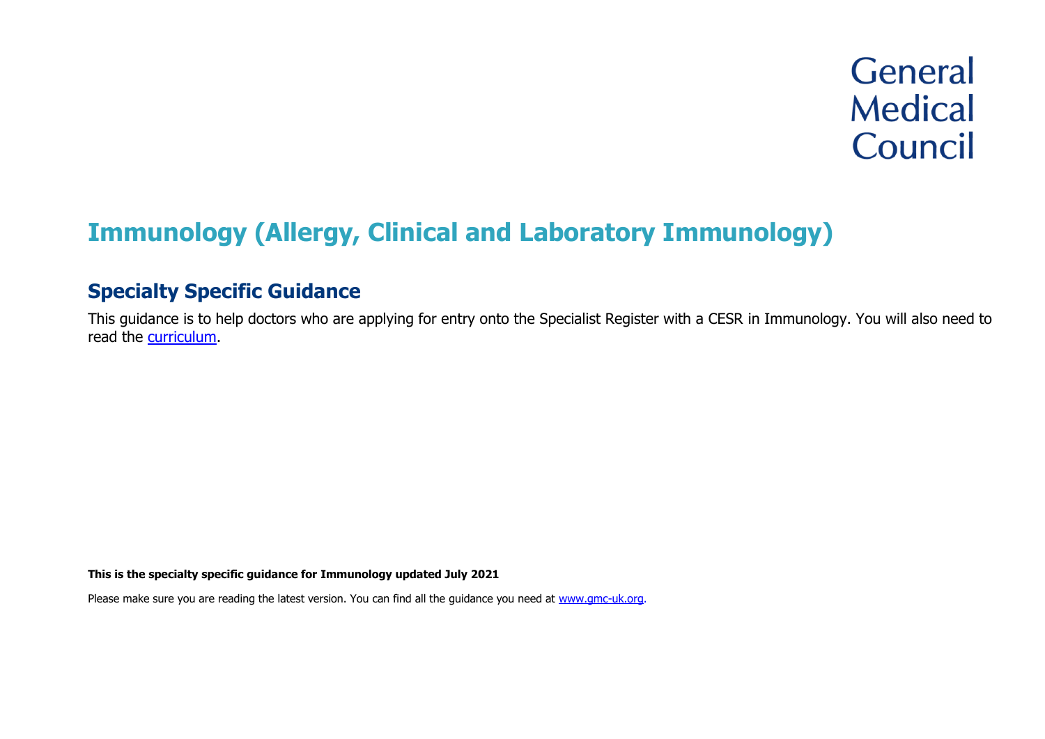General Medical Council

# Immunology (Allergy, Clinical and Laboratory Immunology)

## Specialty Specific Guidance

This guidance is to help doctors who are applying for entry onto the Specialist Register with a CESR in Immunology. You will also need to read the [curriculum](curriculum).

**This is the specialty specific guidance for Immunology updated July 2021**

Please make sure you are reading the latest version. You can find all the guidance you need at [www.gmc-uk.org](www.gmc-uk.org).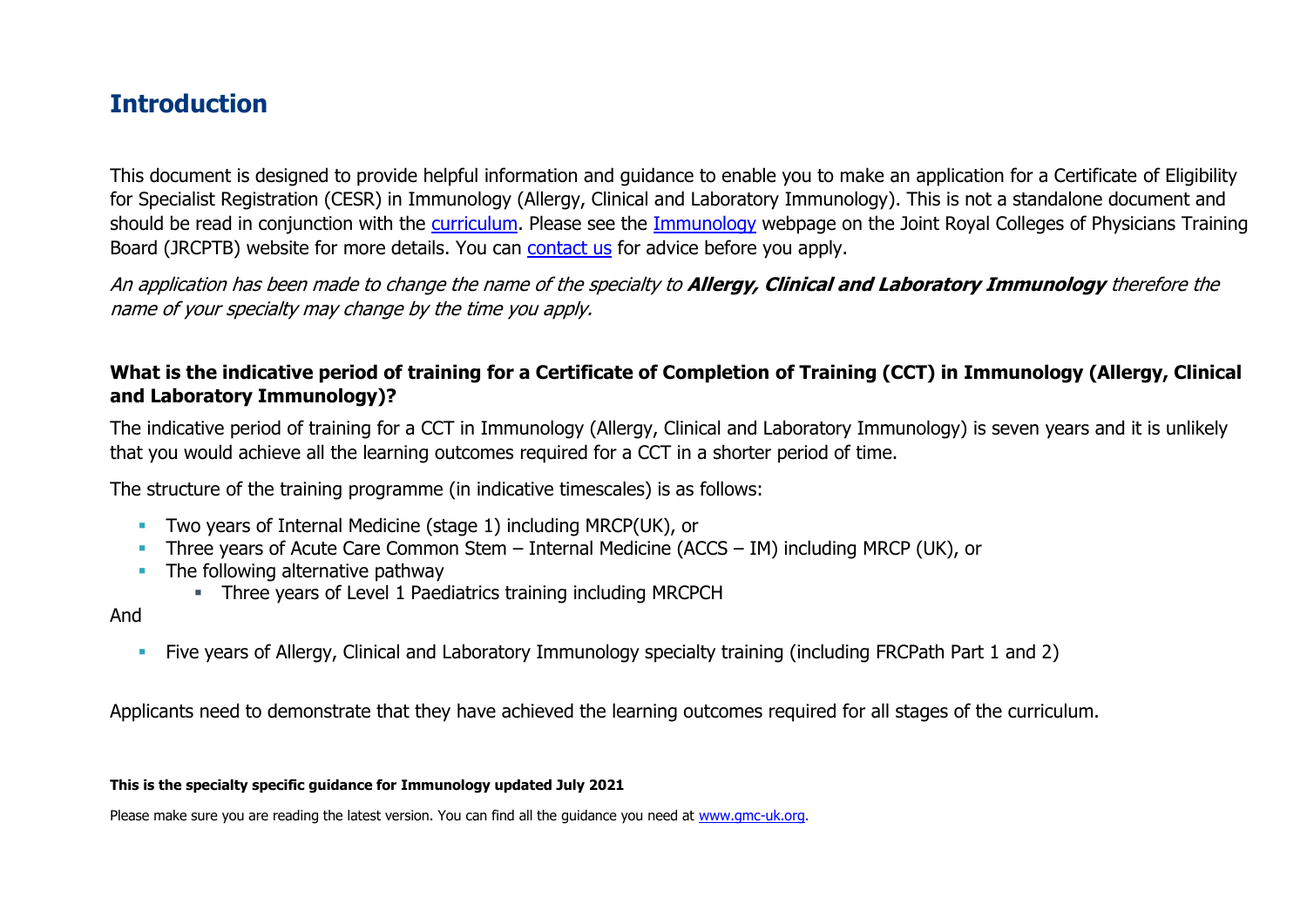# Introduction

This document is designed to provide helpful information and guidance to enable you to make an application for a Certificate of Eligibility for Specialist Registration (CESR) in Immunology (Allergy, Clinical and Laboratory Immunology). This is not a standalone document and should be read in conjunction with the [curriculum](). Please see the [Immunology]() webpage on the Joint Royal Colleges of Physicians Training Board (JRCPTB) website for more details. You can [contact us]() for advice before you apply.

*An application has been made to change the name of the specialty to* ***Allergy, Clinical and Laboratory Immunology*** *therefore the name of your specialty may change by the time you apply.*

### What is the indicative period of training for a Certificate of Completion of Training (CCT) in Immunology (Allergy, Clinical and Laboratory Immunology)?

The indicative period of training for a CCT in Immunology (Allergy, Clinical and Laboratory Immunology) is seven years and it is unlikely that you would achieve all the learning outcomes required for a CCT in a shorter period of time.

The structure of the training programme (in indicative timescales) is as follows:

- Two years of Internal Medicine (stage 1) including MRCP(UK), or
- Three years of Acute Care Common Stem – Internal Medicine (ACCS – IM) including MRCP (UK), or
- The following alternative pathway
  - Three years of Level 1 Paediatrics training including MRCPCH

And

- Five years of Allergy, Clinical and Laboratory Immunology specialty training (including FRCPath Part 1 and 2)

Applicants need to demonstrate that they have achieved the learning outcomes required for all stages of the curriculum.

**This is the specialty specific guidance for Immunology updated July 2021**

Please make sure you are reading the latest version. You can find all the guidance you need at [www.gmc-uk.org]().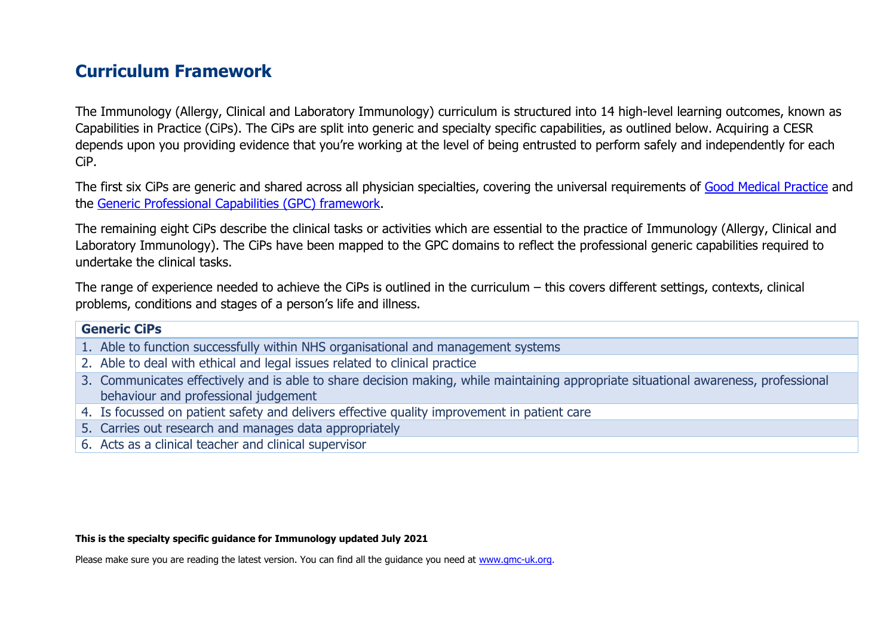# Curriculum Framework

The Immunology (Allergy, Clinical and Laboratory Immunology) curriculum is structured into 14 high-level learning outcomes, known as Capabilities in Practice (CiPs). The CiPs are split into generic and specialty specific capabilities, as outlined below. Acquiring a CESR depends upon you providing evidence that you're working at the level of being entrusted to perform safely and independently for each CiP.

The first six CiPs are generic and shared across all physician specialties, covering the universal requirements of [Good Medical Practice]() and the [Generic Professional Capabilities (GPC) framework]().

The remaining eight CiPs describe the clinical tasks or activities which are essential to the practice of Immunology (Allergy, Clinical and Laboratory Immunology). The CiPs have been mapped to the GPC domains to reflect the professional generic capabilities required to undertake the clinical tasks.

The range of experience needed to achieve the CiPs is outlined in the curriculum – this covers different settings, contexts, clinical problems, conditions and stages of a person's life and illness.

| Generic CiPs |
|---|
| 1. Able to function successfully within NHS organisational and management systems |
| 2. Able to deal with ethical and legal issues related to clinical practice |
| 3. Communicates effectively and is able to share decision making, while maintaining appropriate situational awareness, professional behaviour and professional judgement |
| 4. Is focussed on patient safety and delivers effective quality improvement in patient care |
| 5. Carries out research and manages data appropriately |
| 6. Acts as a clinical teacher and clinical supervisor |

**This is the specialty specific guidance for Immunology updated July 2021**

Please make sure you are reading the latest version. You can find all the guidance you need at [www.gmc-uk.org]().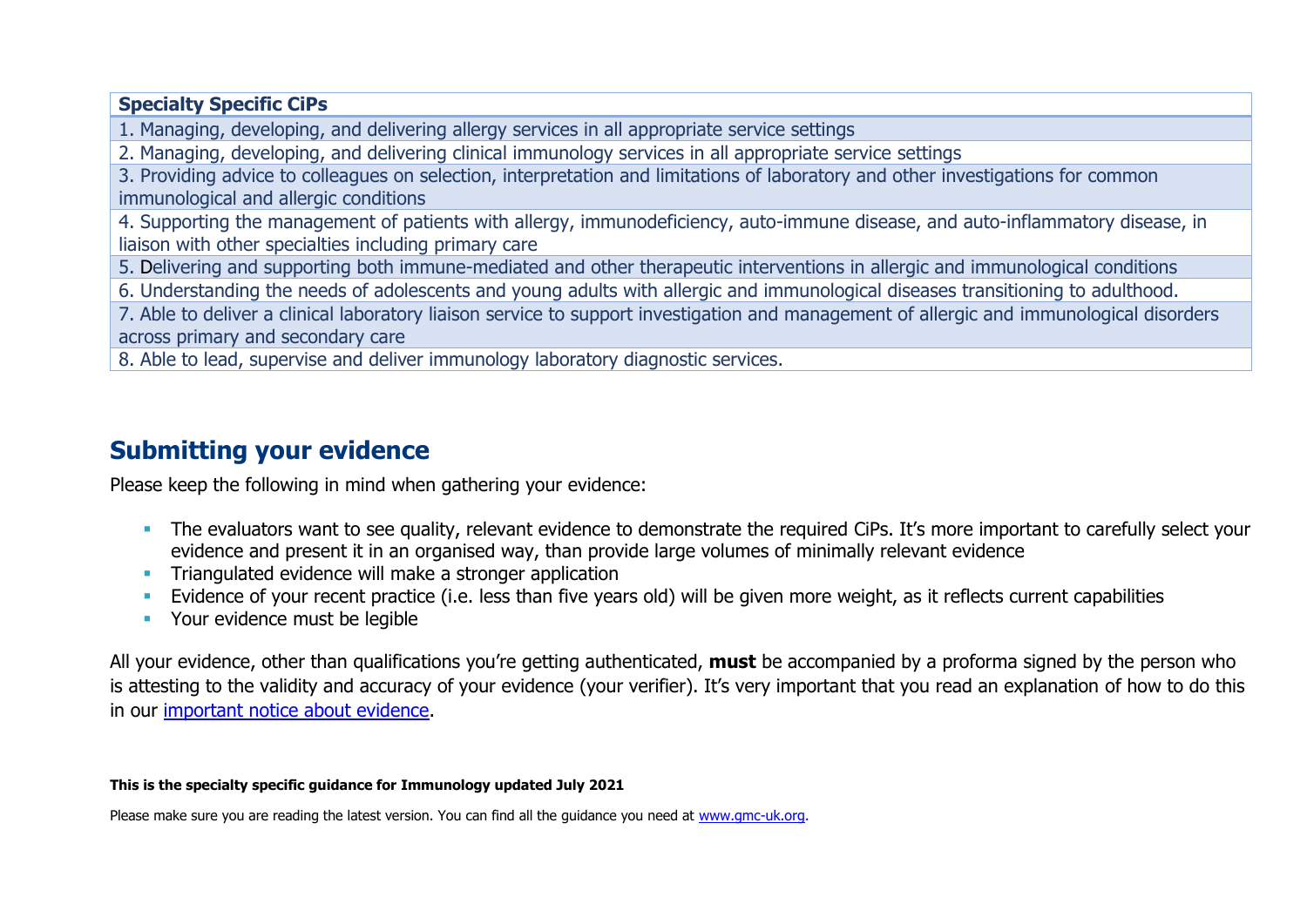| Specialty Specific CiPs |
|---|
| 1. Managing, developing, and delivering allergy services in all appropriate service settings |
| 2. Managing, developing, and delivering clinical immunology services in all appropriate service settings |
| 3. Providing advice to colleagues on selection, interpretation and limitations of laboratory and other investigations for common immunological and allergic conditions |
| 4. Supporting the management of patients with allergy, immunodeficiency, auto-immune disease, and auto-inflammatory disease, in liaison with other specialties including primary care |
| 5. Delivering and supporting both immune-mediated and other therapeutic interventions in allergic and immunological conditions |
| 6. Understanding the needs of adolescents and young adults with allergic and immunological diseases transitioning to adulthood. |
| 7. Able to deliver a clinical laboratory liaison service to support investigation and management of allergic and immunological disorders across primary and secondary care |
| 8. Able to lead, supervise and deliver immunology laboratory diagnostic services. |

## Submitting your evidence

Please keep the following in mind when gathering your evidence:

- The evaluators want to see quality, relevant evidence to demonstrate the required CiPs. It's more important to carefully select your evidence and present it in an organised way, than provide large volumes of minimally relevant evidence
- Triangulated evidence will make a stronger application
- Evidence of your recent practice (i.e. less than five years old) will be given more weight, as it reflects current capabilities
- Your evidence must be legible

All your evidence, other than qualifications you're getting authenticated, **must** be accompanied by a proforma signed by the person who is attesting to the validity and accuracy of your evidence (your verifier). It's very important that you read an explanation of how to do this in our important notice about evidence.

**This is the specialty specific guidance for Immunology updated July 2021**

Please make sure you are reading the latest version. You can find all the guidance you need at www.gmc-uk.org.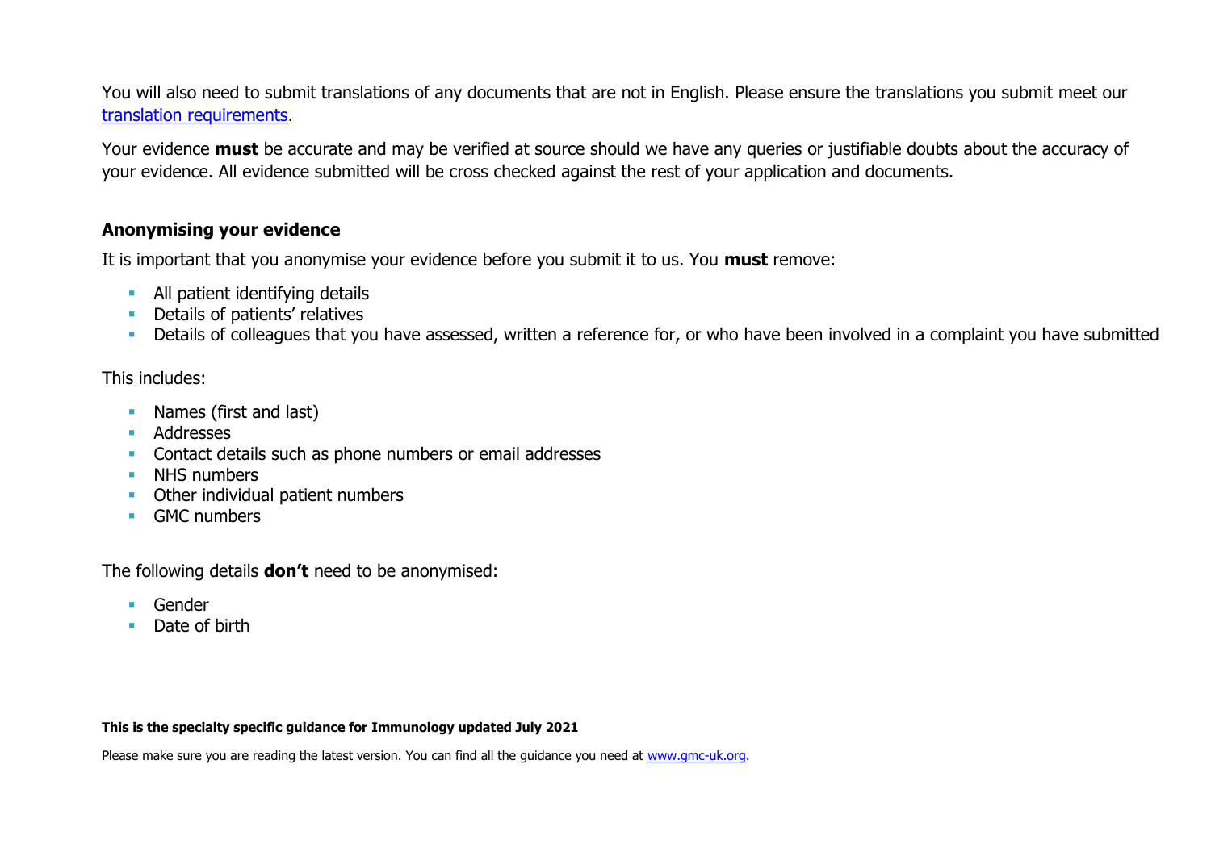You will also need to submit translations of any documents that are not in English. Please ensure the translations you submit meet our [translation requirements](translation requirements).

Your evidence **must** be accurate and may be verified at source should we have any queries or justifiable doubts about the accuracy of your evidence. All evidence submitted will be cross checked against the rest of your application and documents.

### Anonymising your evidence

It is important that you anonymise your evidence before you submit it to us. You **must** remove:

- All patient identifying details
- Details of patients' relatives
- Details of colleagues that you have assessed, written a reference for, or who have been involved in a complaint you have submitted

This includes:

- Names (first and last)
- Addresses
- Contact details such as phone numbers or email addresses
- NHS numbers
- Other individual patient numbers
- GMC numbers

The following details **don't** need to be anonymised:

- Gender
- Date of birth

**This is the specialty specific guidance for Immunology updated July 2021**

Please make sure you are reading the latest version. You can find all the guidance you need at [www.gmc-uk.org](www.gmc-uk.org).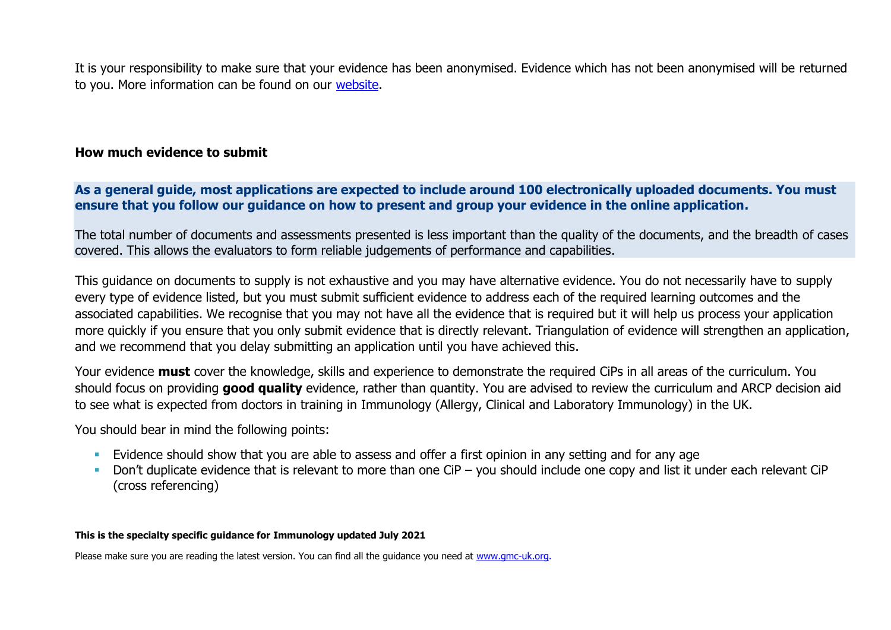It is your responsibility to make sure that your evidence has been anonymised. Evidence which has not been anonymised will be returned to you. More information can be found on our [website](website).

### How much evidence to submit

**As a general guide, most applications are expected to include around 100 electronically uploaded documents. You must ensure that you follow our guidance on how to present and group your evidence in the online application.**

The total number of documents and assessments presented is less important than the quality of the documents, and the breadth of cases covered. This allows the evaluators to form reliable judgements of performance and capabilities.

This guidance on documents to supply is not exhaustive and you may have alternative evidence. You do not necessarily have to supply every type of evidence listed, but you must submit sufficient evidence to address each of the required learning outcomes and the associated capabilities. We recognise that you may not have all the evidence that is required but it will help us process your application more quickly if you ensure that you only submit evidence that is directly relevant. Triangulation of evidence will strengthen an application, and we recommend that you delay submitting an application until you have achieved this.

Your evidence **must** cover the knowledge, skills and experience to demonstrate the required CiPs in all areas of the curriculum. You should focus on providing **good quality** evidence, rather than quantity. You are advised to review the curriculum and ARCP decision aid to see what is expected from doctors in training in Immunology (Allergy, Clinical and Laboratory Immunology) in the UK.

You should bear in mind the following points:

- Evidence should show that you are able to assess and offer a first opinion in any setting and for any age
- Don't duplicate evidence that is relevant to more than one CiP – you should include one copy and list it under each relevant CiP (cross referencing)

**This is the specialty specific guidance for Immunology updated July 2021**

Please make sure you are reading the latest version. You can find all the guidance you need at [www.gmc-uk.org](www.gmc-uk.org).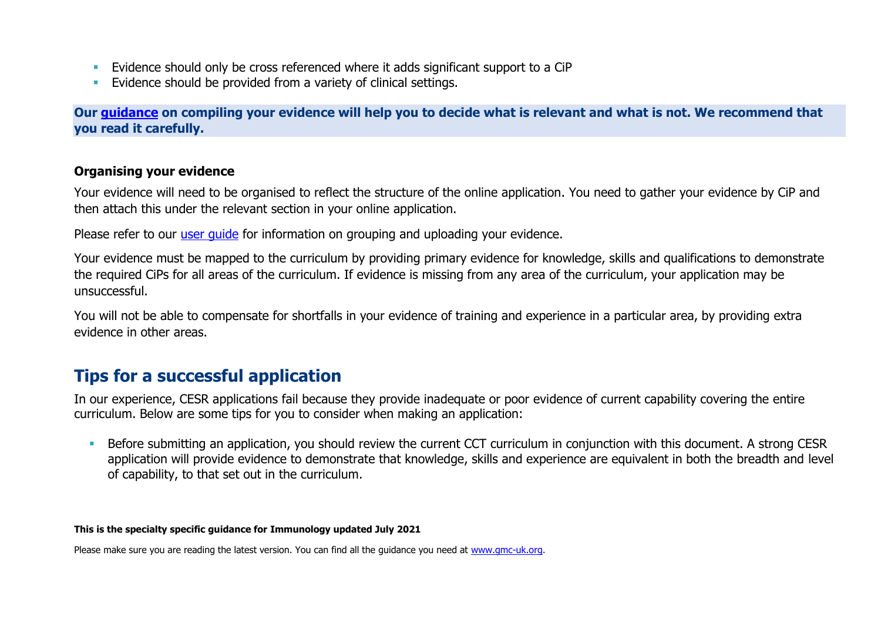- Evidence should only be cross referenced where it adds significant support to a CiP
- Evidence should be provided from a variety of clinical settings.

**Our [guidance](#) on compiling your evidence will help you to decide what is relevant and what is not. We recommend that you read it carefully.**

### Organising your evidence

Your evidence will need to be organised to reflect the structure of the online application. You need to gather your evidence by CiP and then attach this under the relevant section in your online application.

Please refer to our [user guide](#) for information on grouping and uploading your evidence.

Your evidence must be mapped to the curriculum by providing primary evidence for knowledge, skills and qualifications to demonstrate the required CiPs for all areas of the curriculum. If evidence is missing from any area of the curriculum, your application may be unsuccessful.

You will not be able to compensate for shortfalls in your evidence of training and experience in a particular area, by providing extra evidence in other areas.

## Tips for a successful application

In our experience, CESR applications fail because they provide inadequate or poor evidence of current capability covering the entire curriculum. Below are some tips for you to consider when making an application:

- Before submitting an application, you should review the current CCT curriculum in conjunction with this document. A strong CESR application will provide evidence to demonstrate that knowledge, skills and experience are equivalent in both the breadth and level of capability, to that set out in the curriculum.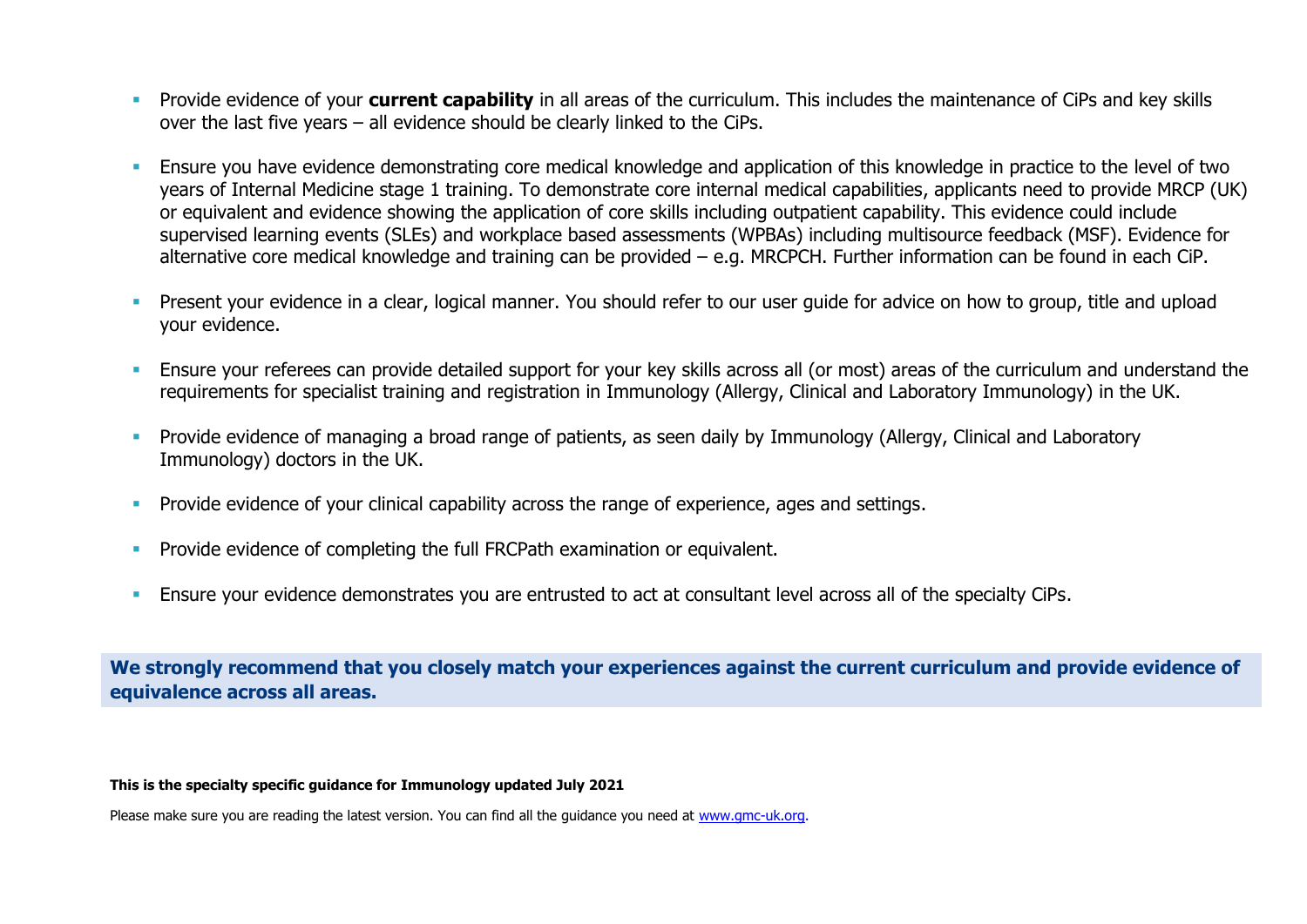- Provide evidence of your **current capability** in all areas of the curriculum. This includes the maintenance of CiPs and key skills over the last five years – all evidence should be clearly linked to the CiPs.
- Ensure you have evidence demonstrating core medical knowledge and application of this knowledge in practice to the level of two years of Internal Medicine stage 1 training. To demonstrate core internal medical capabilities, applicants need to provide MRCP (UK) or equivalent and evidence showing the application of core skills including outpatient capability. This evidence could include supervised learning events (SLEs) and workplace based assessments (WPBAs) including multisource feedback (MSF). Evidence for alternative core medical knowledge and training can be provided – e.g. MRCPCH. Further information can be found in each CiP.
- Present your evidence in a clear, logical manner. You should refer to our user guide for advice on how to group, title and upload your evidence.
- Ensure your referees can provide detailed support for your key skills across all (or most) areas of the curriculum and understand the requirements for specialist training and registration in Immunology (Allergy, Clinical and Laboratory Immunology) in the UK.
- Provide evidence of managing a broad range of patients, as seen daily by Immunology (Allergy, Clinical and Laboratory Immunology) doctors in the UK.
- Provide evidence of your clinical capability across the range of experience, ages and settings.
- Provide evidence of completing the full FRCPath examination or equivalent.
- Ensure your evidence demonstrates you are entrusted to act at consultant level across all of the specialty CiPs.

**We strongly recommend that you closely match your experiences against the current curriculum and provide evidence of equivalence across all areas.**

**This is the specialty specific guidance for Immunology updated July 2021**

Please make sure you are reading the latest version. You can find all the guidance you need at www.gmc-uk.org.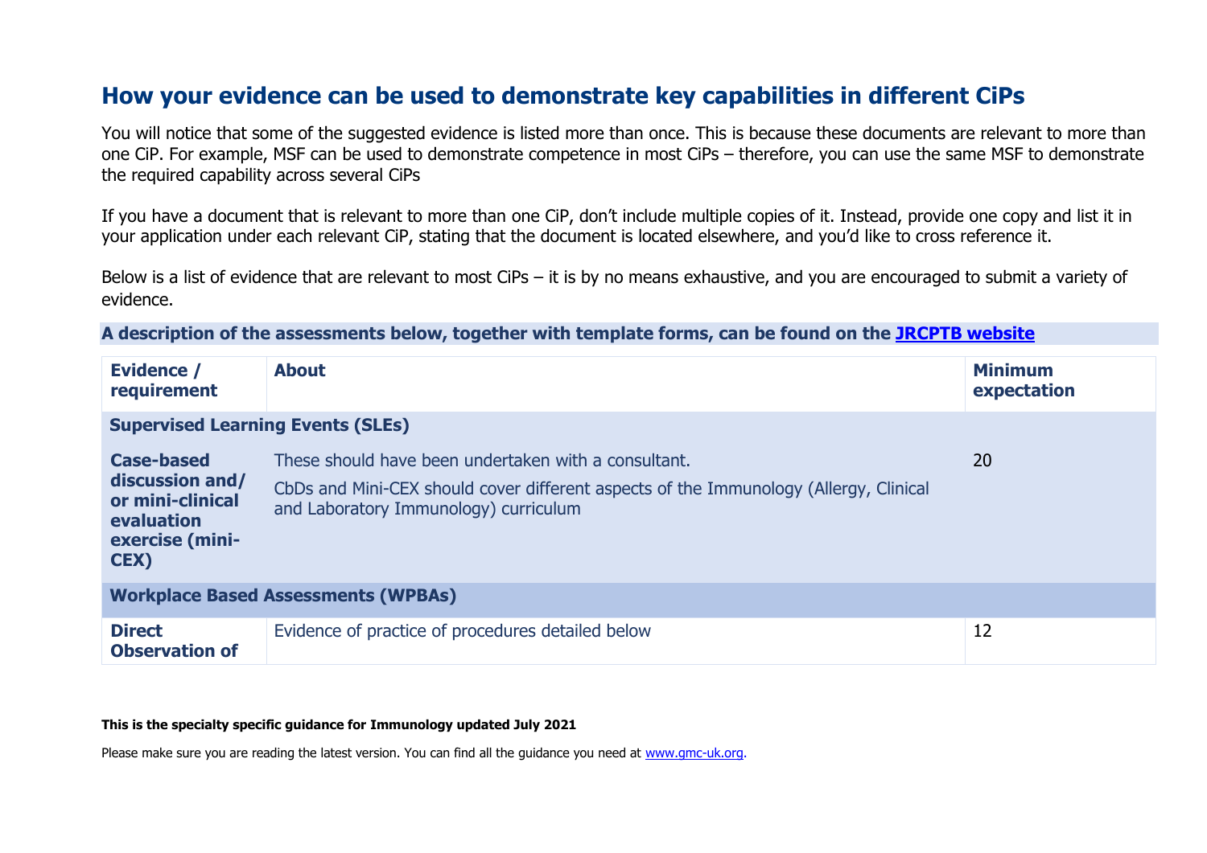## How your evidence can be used to demonstrate key capabilities in different CiPs

You will notice that some of the suggested evidence is listed more than once. This is because these documents are relevant to more than one CiP. For example, MSF can be used to demonstrate competence in most CiPs – therefore, you can use the same MSF to demonstrate the required capability across several CiPs

If you have a document that is relevant to more than one CiP, don't include multiple copies of it. Instead, provide one copy and list it in your application under each relevant CiP, stating that the document is located elsewhere, and you'd like to cross reference it.

Below is a list of evidence that are relevant to most CiPs – it is by no means exhaustive, and you are encouraged to submit a variety of evidence.

**A description of the assessments below, together with template forms, can be found on the [JRCPTB website](JRCPTB website)**

| Evidence / requirement | About | Minimum expectation |
|---|---|---|
| **Supervised Learning Events (SLEs)** | | |
| **Case-based discussion and/ or mini-clinical evaluation exercise (mini-CEX)** | These should have been undertaken with a consultant.<br><br>CbDs and Mini-CEX should cover different aspects of the Immunology (Allergy, Clinical and Laboratory Immunology) curriculum | 20 |
| **Workplace Based Assessments (WPBAs)** | | |
| **Direct Observation of** | Evidence of practice of procedures detailed below | 12 |

**This is the specialty specific guidance for Immunology updated July 2021**

Please make sure you are reading the latest version. You can find all the guidance you need at [www.gmc-uk.org](www.gmc-uk.org).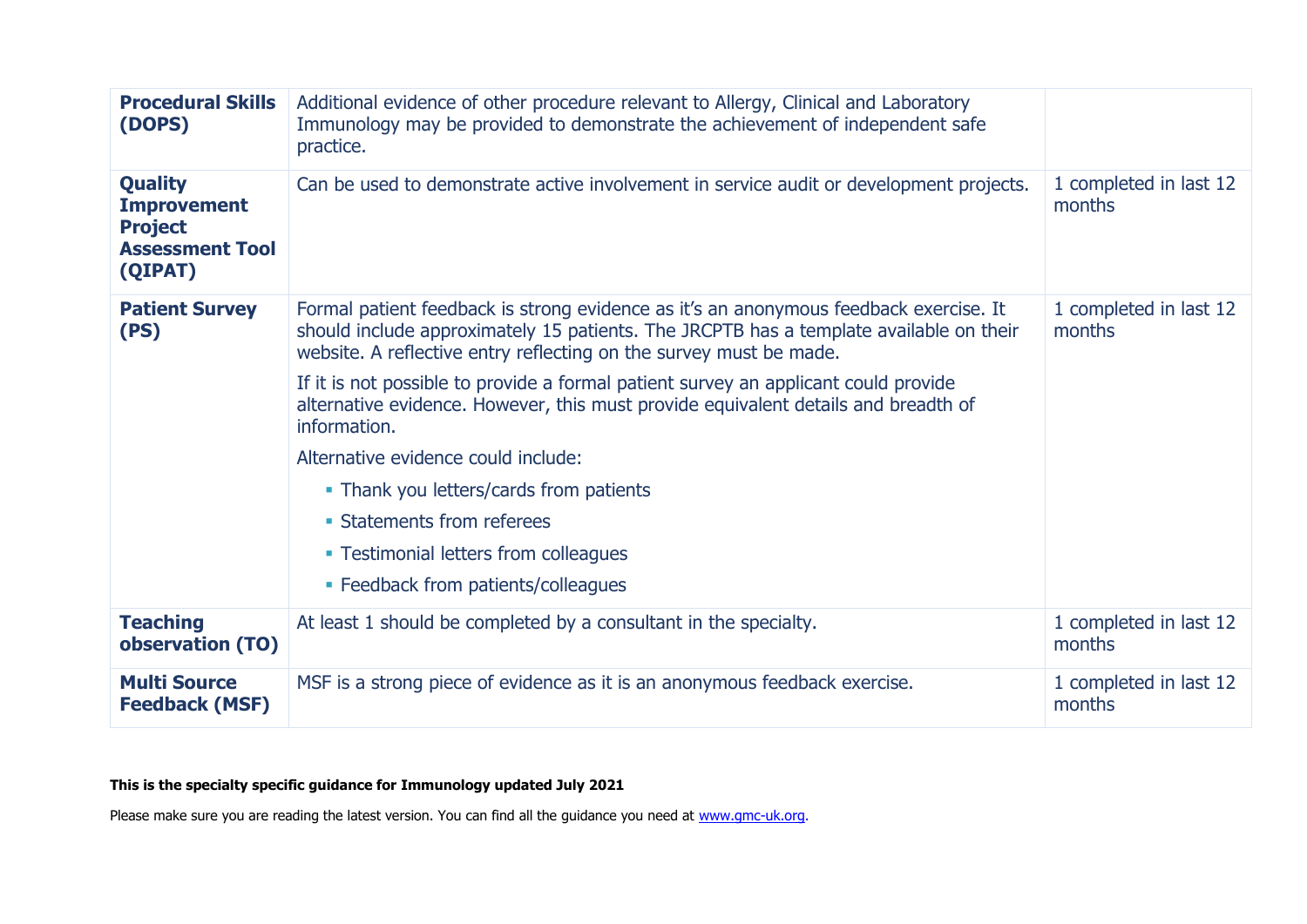| | | |
|---|---|---|
| **Procedural Skills (DOPS)** | Additional evidence of other procedure relevant to Allergy, Clinical and Laboratory Immunology may be provided to demonstrate the achievement of independent safe practice. | |
| **Quality Improvement Project Assessment Tool (QIPAT)** | Can be used to demonstrate active involvement in service audit or development projects. | 1 completed in last 12 months |
| **Patient Survey (PS)** | Formal patient feedback is strong evidence as it's an anonymous feedback exercise. It should include approximately 15 patients. The JRCPTB has a template available on their website. A reflective entry reflecting on the survey must be made.<br><br>If it is not possible to provide a formal patient survey an applicant could provide alternative evidence. However, this must provide equivalent details and breadth of information.<br><br>Alternative evidence could include:<br>▪ Thank you letters/cards from patients<br>▪ Statements from referees<br>▪ Testimonial letters from colleagues<br>▪ Feedback from patients/colleagues | 1 completed in last 12 months |
| **Teaching observation (TO)** | At least 1 should be completed by a consultant in the specialty. | 1 completed in last 12 months |
| **Multi Source Feedback (MSF)** | MSF is a strong piece of evidence as it is an anonymous feedback exercise. | 1 completed in last 12 months |

**This is the specialty specific guidance for Immunology updated July 2021**

Please make sure you are reading the latest version. You can find all the guidance you need at [www.gmc-uk.org](www.gmc-uk.org).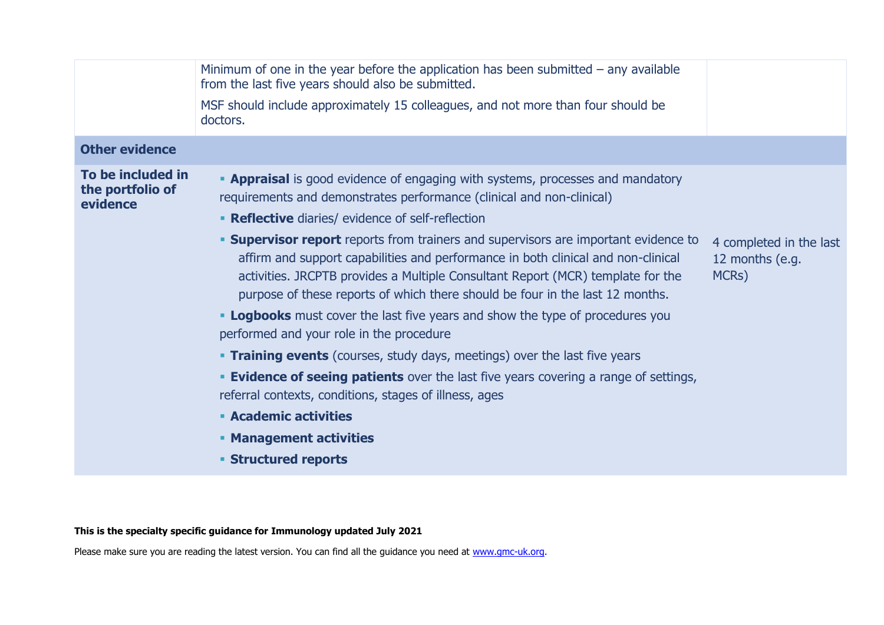| | | |
|---|---|---|
| | Minimum of one in the year before the application has been submitted – any available from the last five years should also be submitted.<br><br>MSF should include approximately 15 colleagues, and not more than four should be doctors. | |
| **Other evidence** | | |
| **To be included in the portfolio of evidence** | ▪ **Appraisal** is good evidence of engaging with systems, processes and mandatory requirements and demonstrates performance (clinical and non-clinical)<br>▪ **Reflective** diaries/ evidence of self-reflection<br>▪ **Supervisor report** reports from trainers and supervisors are important evidence to affirm and support capabilities and performance in both clinical and non-clinical activities. JRCPTB provides a Multiple Consultant Report (MCR) template for the purpose of these reports of which there should be four in the last 12 months.<br>▪ **Logbooks** must cover the last five years and show the type of procedures you performed and your role in the procedure<br>▪ **Training events** (courses, study days, meetings) over the last five years<br>▪ **Evidence of seeing patients** over the last five years covering a range of settings, referral contexts, conditions, stages of illness, ages<br>▪ **Academic activities**<br>▪ **Management activities**<br>▪ **Structured reports** | 4 completed in the last 12 months (e.g. MCRs) |

**This is the specialty specific guidance for Immunology updated July 2021**

Please make sure you are reading the latest version. You can find all the guidance you need at [www.gmc-uk.org](www.gmc-uk.org).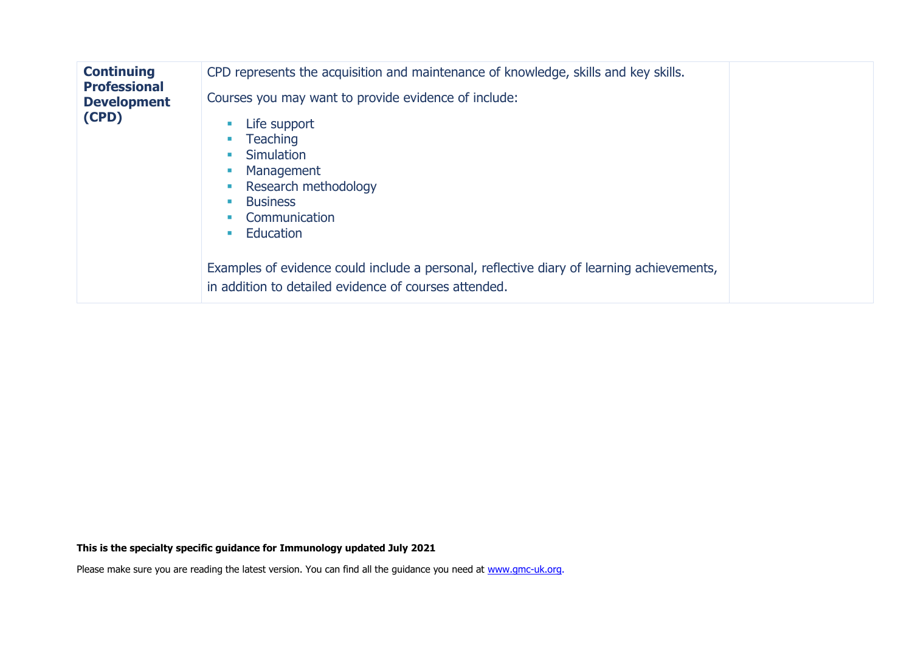| | | |
|---|---|---|
| **Continuing Professional Development (CPD)** | CPD represents the acquisition and maintenance of knowledge, skills and key skills.<br><br>Courses you may want to provide evidence of include:<br><br>- Life support<br>- Teaching<br>- Simulation<br>- Management<br>- Research methodology<br>- Business<br>- Communication<br>- Education<br><br>Examples of evidence could include a personal, reflective diary of learning achievements, in addition to detailed evidence of courses attended. | |

**This is the specialty specific guidance for Immunology updated July 2021**

Please make sure you are reading the latest version. You can find all the guidance you need at [www.gmc-uk.org](www.gmc-uk.org).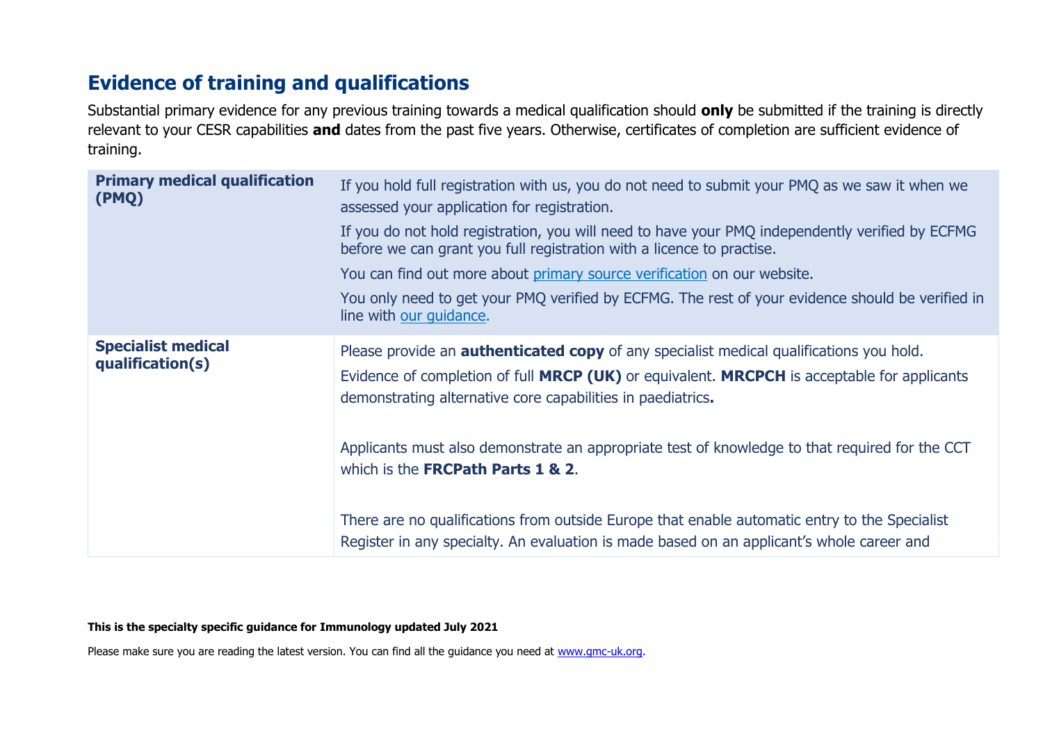## Evidence of training and qualifications

Substantial primary evidence for any previous training towards a medical qualification should **only** be submitted if the training is directly relevant to your CESR capabilities **and** dates from the past five years. Otherwise, certificates of completion are sufficient evidence of training.

| | |
|---|---|
| **Primary medical qualification (PMQ)** | If you hold full registration with us, you do not need to submit your PMQ as we saw it when we assessed your application for registration.<br>If you do not hold registration, you will need to have your PMQ independently verified by ECFMG before we can grant you full registration with a licence to practise.<br>You can find out more about primary source verification on our website.<br>You only need to get your PMQ verified by ECFMG. The rest of your evidence should be verified in line with our guidance. |
| **Specialist medical qualification(s)** | Please provide an **authenticated copy** of any specialist medical qualifications you hold.<br>Evidence of completion of full **MRCP (UK)** or equivalent. **MRCPCH** is acceptable for applicants demonstrating alternative core capabilities in paediatrics**.**<br><br>Applicants must also demonstrate an appropriate test of knowledge to that required for the CCT which is the **FRCPath Parts 1 & 2**.<br><br>There are no qualifications from outside Europe that enable automatic entry to the Specialist Register in any specialty. An evaluation is made based on an applicant's whole career and |

**This is the specialty specific guidance for Immunology updated July 2021**

Please make sure you are reading the latest version. You can find all the guidance you need at www.gmc-uk.org.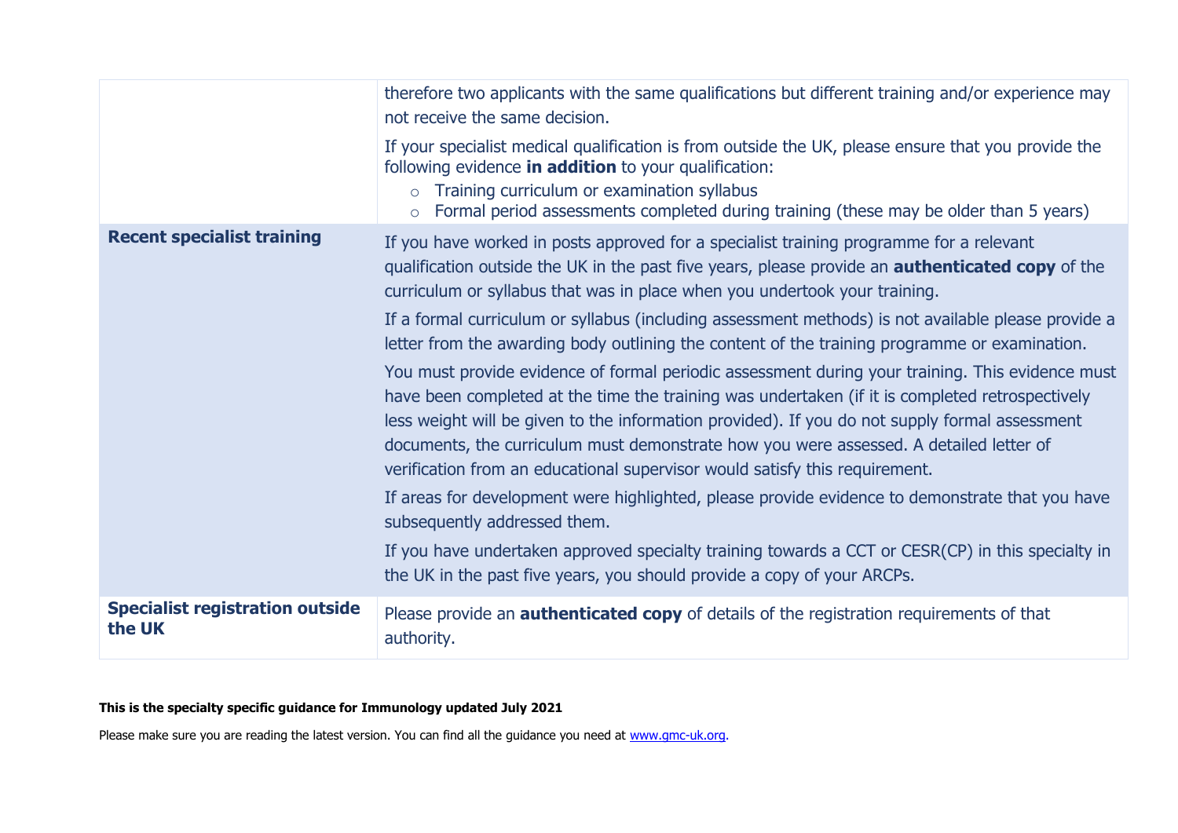| | |
|---|---|
| | therefore two applicants with the same qualifications but different training and/or experience may not receive the same decision.<br><br>If your specialist medical qualification is from outside the UK, please ensure that you provide the following evidence **in addition** to your qualification:<br>○ Training curriculum or examination syllabus<br>○ Formal period assessments completed during training (these may be older than 5 years) |
| **Recent specialist training** | If you have worked in posts approved for a specialist training programme for a relevant qualification outside the UK in the past five years, please provide an **authenticated copy** of the curriculum or syllabus that was in place when you undertook your training.<br><br>If a formal curriculum or syllabus (including assessment methods) is not available please provide a letter from the awarding body outlining the content of the training programme or examination.<br><br>You must provide evidence of formal periodic assessment during your training. This evidence must have been completed at the time the training was undertaken (if it is completed retrospectively less weight will be given to the information provided). If you do not supply formal assessment documents, the curriculum must demonstrate how you were assessed. A detailed letter of verification from an educational supervisor would satisfy this requirement.<br><br>If areas for development were highlighted, please provide evidence to demonstrate that you have subsequently addressed them.<br><br>If you have undertaken approved specialty training towards a CCT or CESR(CP) in this specialty in the UK in the past five years, you should provide a copy of your ARCPs. |
| **Specialist registration outside the UK** | Please provide an **authenticated copy** of details of the registration requirements of that authority. |

**This is the specialty specific guidance for Immunology updated July 2021**

Please make sure you are reading the latest version. You can find all the guidance you need at www.gmc-uk.org.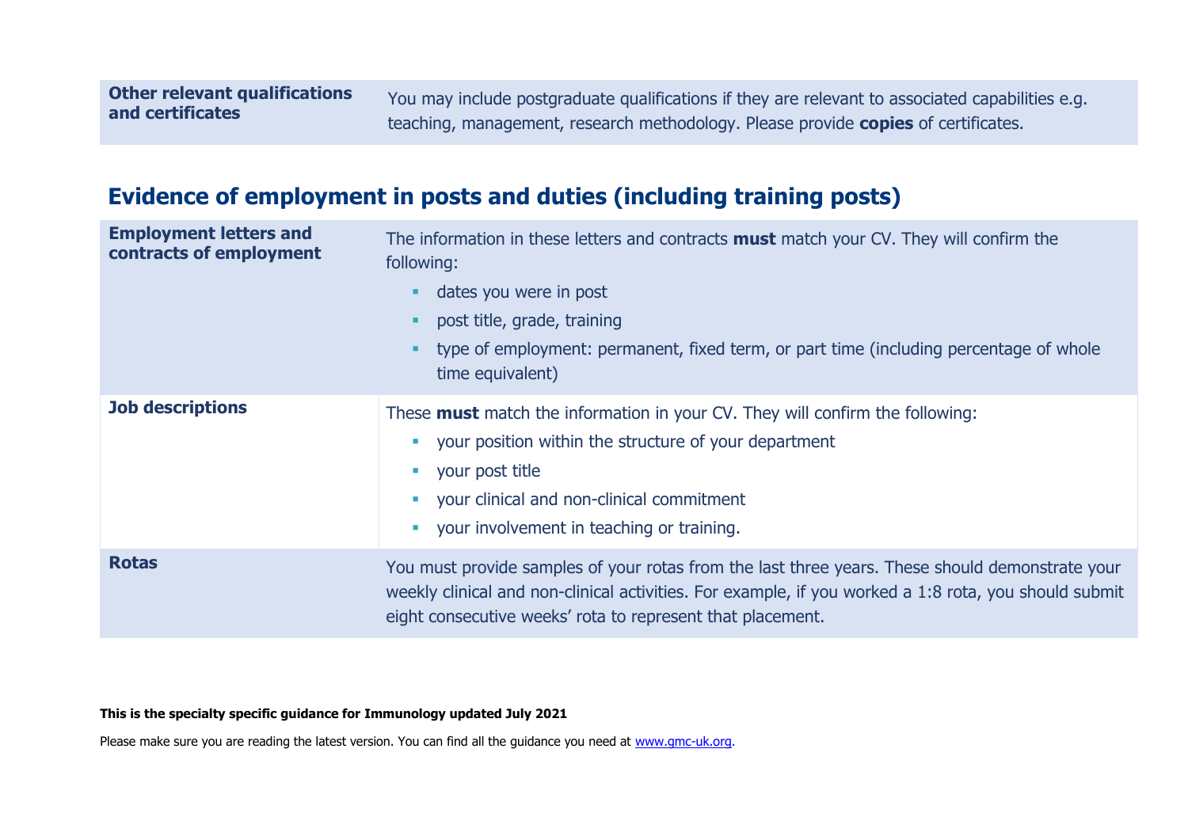| | |
|---|---|
| **Other relevant qualifications and certificates** | You may include postgraduate qualifications if they are relevant to associated capabilities e.g. teaching, management, research methodology. Please provide **copies** of certificates. |

## Evidence of employment in posts and duties (including training posts)

| | |
|---|---|
| **Employment letters and contracts of employment** | The information in these letters and contracts **must** match your CV. They will confirm the following:<br>▪ dates you were in post<br>▪ post title, grade, training<br>▪ type of employment: permanent, fixed term, or part time (including percentage of whole time equivalent) |
| **Job descriptions** | These **must** match the information in your CV. They will confirm the following:<br>▪ your position within the structure of your department<br>▪ your post title<br>▪ your clinical and non-clinical commitment<br>▪ your involvement in teaching or training. |
| **Rotas** | You must provide samples of your rotas from the last three years. These should demonstrate your weekly clinical and non-clinical activities. For example, if you worked a 1:8 rota, you should submit eight consecutive weeks' rota to represent that placement. |

**This is the specialty specific guidance for Immunology updated July 2021**

Please make sure you are reading the latest version. You can find all the guidance you need at www.gmc-uk.org.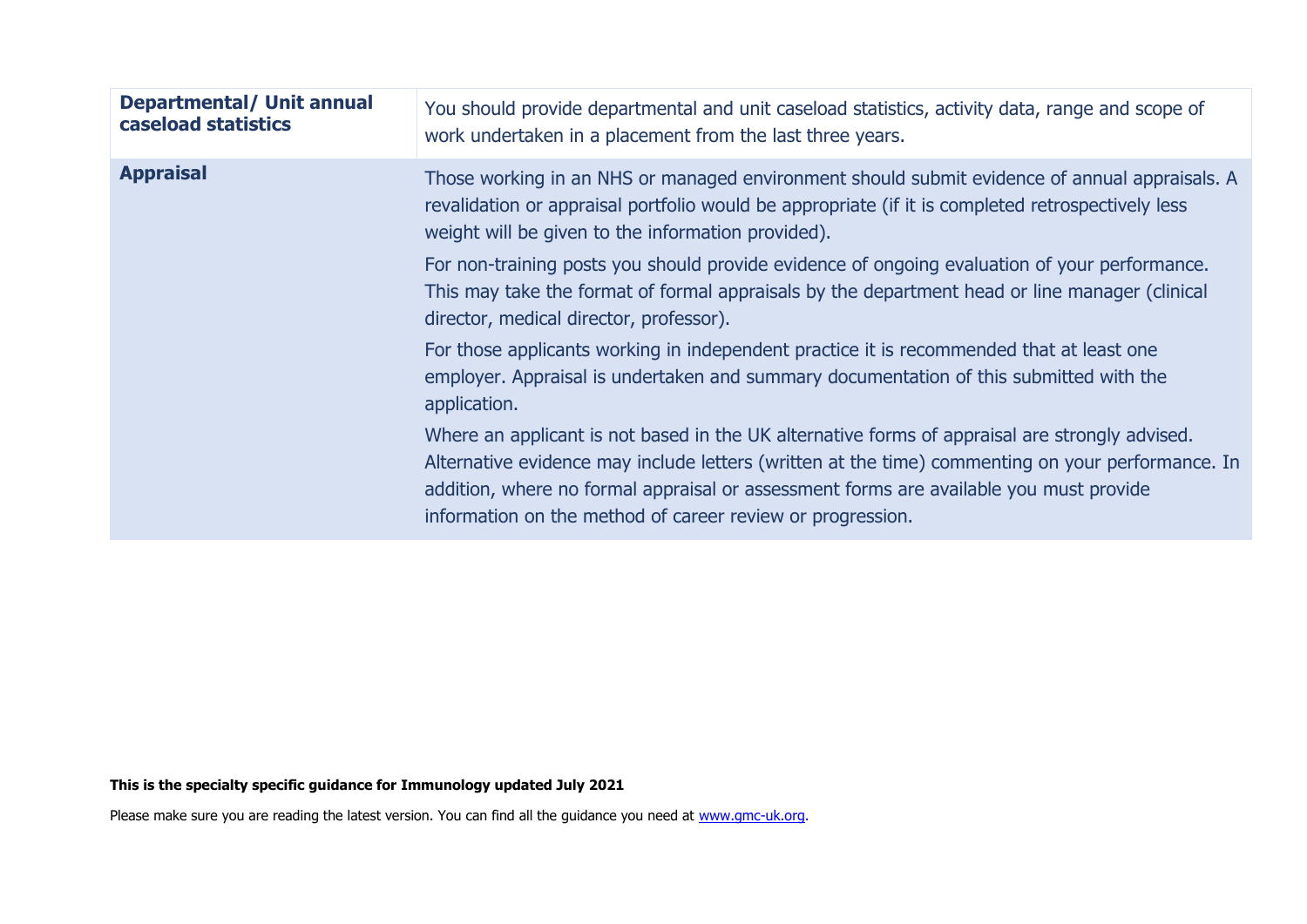| | |
|---|---|
| **Departmental/ Unit annual caseload statistics** | You should provide departmental and unit caseload statistics, activity data, range and scope of work undertaken in a placement from the last three years. |
| **Appraisal** | Those working in an NHS or managed environment should submit evidence of annual appraisals. A revalidation or appraisal portfolio would be appropriate (if it is completed retrospectively less weight will be given to the information provided).<br><br>For non-training posts you should provide evidence of ongoing evaluation of your performance. This may take the format of formal appraisals by the department head or line manager (clinical director, medical director, professor).<br><br>For those applicants working in independent practice it is recommended that at least one employer. Appraisal is undertaken and summary documentation of this submitted with the application.<br><br>Where an applicant is not based in the UK alternative forms of appraisal are strongly advised. Alternative evidence may include letters (written at the time) commenting on your performance. In addition, where no formal appraisal or assessment forms are available you must provide information on the method of career review or progression. |

**This is the specialty specific guidance for Immunology updated July 2021**

Please make sure you are reading the latest version. You can find all the guidance you need at [www.gmc-uk.org](www.gmc-uk.org).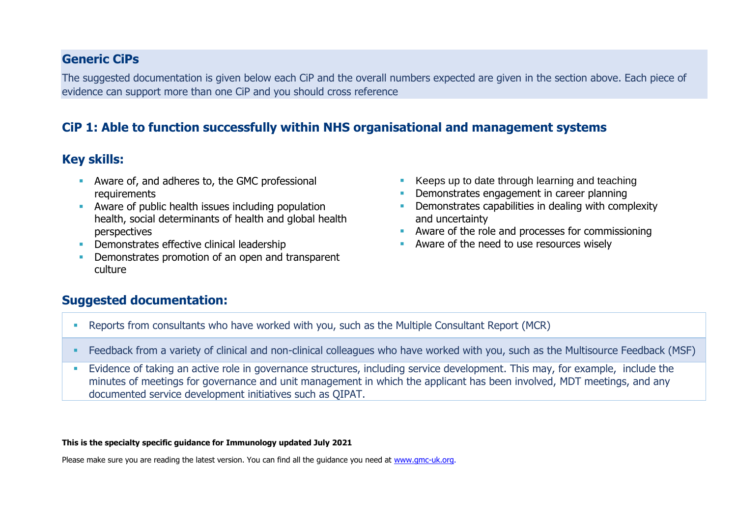## Generic CiPs

The suggested documentation is given below each CiP and the overall numbers expected are given in the section above. Each piece of evidence can support more than one CiP and you should cross reference

### CiP 1: Able to function successfully within NHS organisational and management systems

### Key skills:

- Aware of, and adheres to, the GMC professional requirements
- Aware of public health issues including population health, social determinants of health and global health perspectives
- Demonstrates effective clinical leadership
- Demonstrates promotion of an open and transparent culture
- Keeps up to date through learning and teaching
- Demonstrates engagement in career planning
- Demonstrates capabilities in dealing with complexity and uncertainty
- Aware of the role and processes for commissioning
- Aware of the need to use resources wisely

### Suggested documentation:

- Reports from consultants who have worked with you, such as the Multiple Consultant Report (MCR)
- Feedback from a variety of clinical and non-clinical colleagues who have worked with you, such as the Multisource Feedback (MSF)
- Evidence of taking an active role in governance structures, including service development. This may, for example, include the minutes of meetings for governance and unit management in which the applicant has been involved, MDT meetings, and any documented service development initiatives such as QIPAT.

**This is the specialty specific guidance for Immunology updated July 2021**

Please make sure you are reading the latest version. You can find all the guidance you need at www.gmc-uk.org.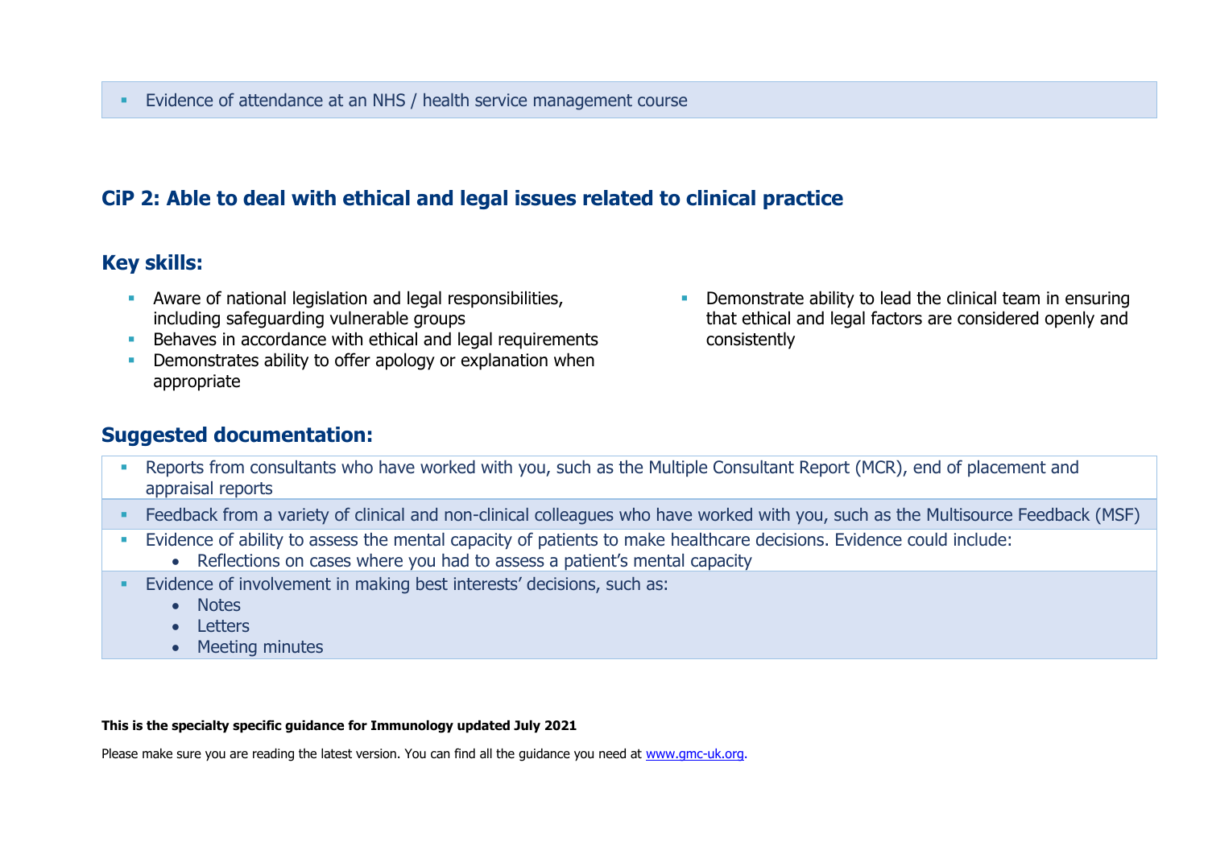- Evidence of attendance at an NHS / health service management course

## CiP 2: Able to deal with ethical and legal issues related to clinical practice

### Key skills:

- Aware of national legislation and legal responsibilities, including safeguarding vulnerable groups
- Behaves in accordance with ethical and legal requirements
- Demonstrates ability to offer apology or explanation when appropriate
- Demonstrate ability to lead the clinical team in ensuring that ethical and legal factors are considered openly and consistently

### Suggested documentation:

- Reports from consultants who have worked with you, such as the Multiple Consultant Report (MCR), end of placement and appraisal reports
- Feedback from a variety of clinical and non-clinical colleagues who have worked with you, such as the Multisource Feedback (MSF)
- Evidence of ability to assess the mental capacity of patients to make healthcare decisions. Evidence could include:
  - Reflections on cases where you had to assess a patient's mental capacity
- Evidence of involvement in making best interests' decisions, such as:
  - Notes
  - Letters
  - Meeting minutes

**This is the specialty specific guidance for Immunology updated July 2021**

Please make sure you are reading the latest version. You can find all the guidance you need at www.gmc-uk.org.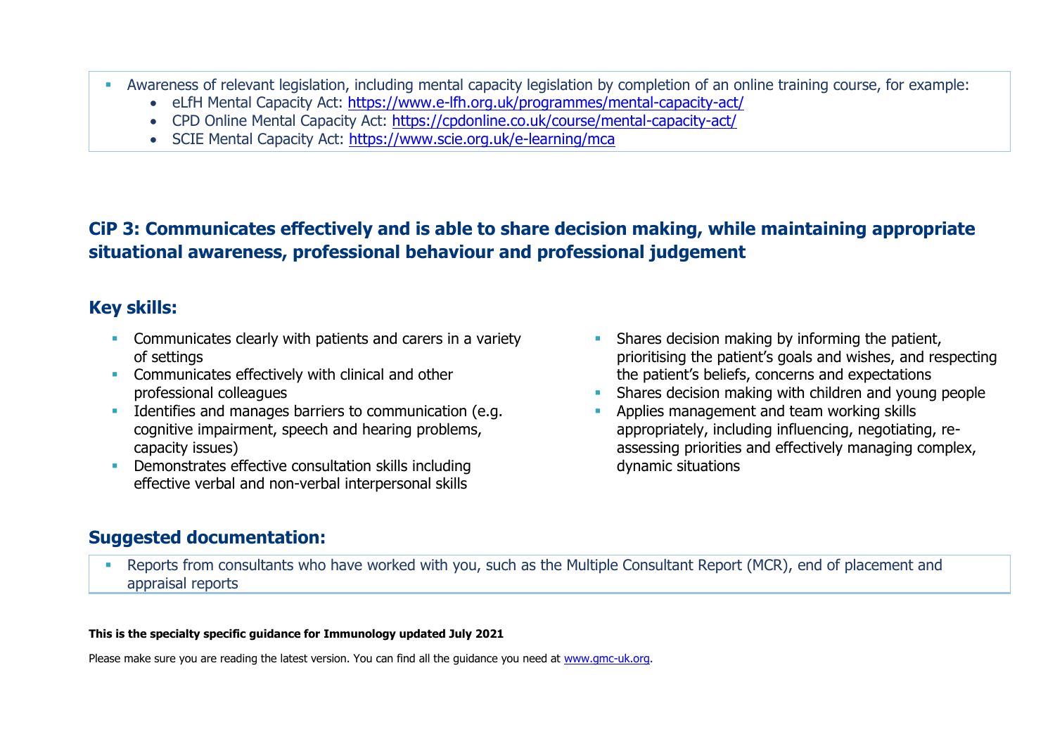- Awareness of relevant legislation, including mental capacity legislation by completion of an online training course, for example:
  - eLfH Mental Capacity Act: https://www.e-lfh.org.uk/programmes/mental-capacity-act/
  - CPD Online Mental Capacity Act: https://cpdonline.co.uk/course/mental-capacity-act/
  - SCIE Mental Capacity Act: https://www.scie.org.uk/e-learning/mca

## CiP 3: Communicates effectively and is able to share decision making, while maintaining appropriate situational awareness, professional behaviour and professional judgement

### Key skills:

- Communicates clearly with patients and carers in a variety of settings
- Communicates effectively with clinical and other professional colleagues
- Identifies and manages barriers to communication (e.g. cognitive impairment, speech and hearing problems, capacity issues)
- Demonstrates effective consultation skills including effective verbal and non-verbal interpersonal skills
- Shares decision making by informing the patient, prioritising the patient's goals and wishes, and respecting the patient's beliefs, concerns and expectations
- Shares decision making with children and young people
- Applies management and team working skills appropriately, including influencing, negotiating, re-assessing priorities and effectively managing complex, dynamic situations

### Suggested documentation:

- Reports from consultants who have worked with you, such as the Multiple Consultant Report (MCR), end of placement and appraisal reports

**This is the specialty specific guidance for Immunology updated July 2021**

Please make sure you are reading the latest version. You can find all the guidance you need at www.gmc-uk.org.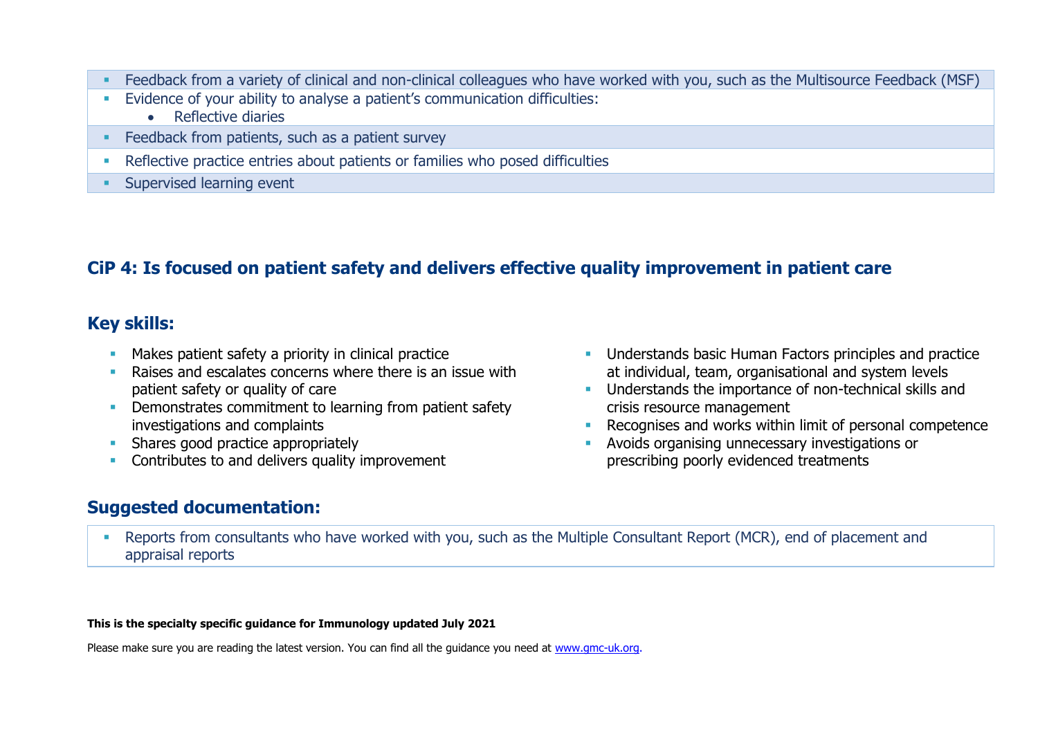- Feedback from a variety of clinical and non-clinical colleagues who have worked with you, such as the Multisource Feedback (MSF)
- Evidence of your ability to analyse a patient's communication difficulties:
    - Reflective diaries
- Feedback from patients, such as a patient survey
- Reflective practice entries about patients or families who posed difficulties
- Supervised learning event

## CiP 4: Is focused on patient safety and delivers effective quality improvement in patient care

### Key skills:

- Makes patient safety a priority in clinical practice
- Raises and escalates concerns where there is an issue with patient safety or quality of care
- Demonstrates commitment to learning from patient safety investigations and complaints
- Shares good practice appropriately
- Contributes to and delivers quality improvement
- Understands basic Human Factors principles and practice at individual, team, organisational and system levels
- Understands the importance of non-technical skills and crisis resource management
- Recognises and works within limit of personal competence
- Avoids organising unnecessary investigations or prescribing poorly evidenced treatments

### Suggested documentation:

- Reports from consultants who have worked with you, such as the Multiple Consultant Report (MCR), end of placement and appraisal reports

**This is the specialty specific guidance for Immunology updated July 2021**

Please make sure you are reading the latest version. You can find all the guidance you need at [www.gmc-uk.org](www.gmc-uk.org).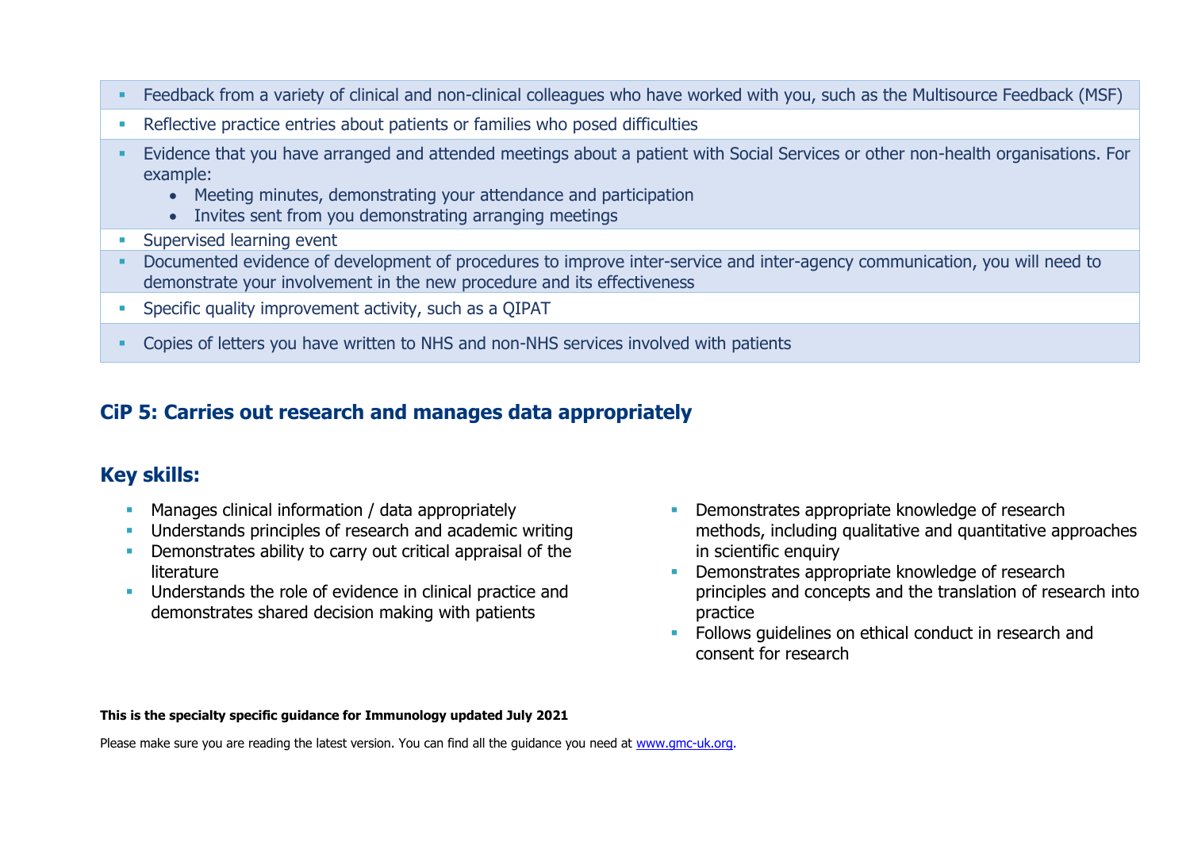- Feedback from a variety of clinical and non-clinical colleagues who have worked with you, such as the Multisource Feedback (MSF)
- Reflective practice entries about patients or families who posed difficulties
- Evidence that you have arranged and attended meetings about a patient with Social Services or other non-health organisations. For example:
  - Meeting minutes, demonstrating your attendance and participation
  - Invites sent from you demonstrating arranging meetings
- Supervised learning event
- Documented evidence of development of procedures to improve inter-service and inter-agency communication, you will need to demonstrate your involvement in the new procedure and its effectiveness
- Specific quality improvement activity, such as a QIPAT
- Copies of letters you have written to NHS and non-NHS services involved with patients

## CiP 5: Carries out research and manages data appropriately

## Key skills:

- Manages clinical information / data appropriately
- Understands principles of research and academic writing
- Demonstrates ability to carry out critical appraisal of the literature
- Understands the role of evidence in clinical practice and demonstrates shared decision making with patients
- Demonstrates appropriate knowledge of research methods, including qualitative and quantitative approaches in scientific enquiry
- Demonstrates appropriate knowledge of research principles and concepts and the translation of research into practice
- Follows guidelines on ethical conduct in research and consent for research

**This is the specialty specific guidance for Immunology updated July 2021**

Please make sure you are reading the latest version. You can find all the guidance you need at [www.gmc-uk.org](www.gmc-uk.org).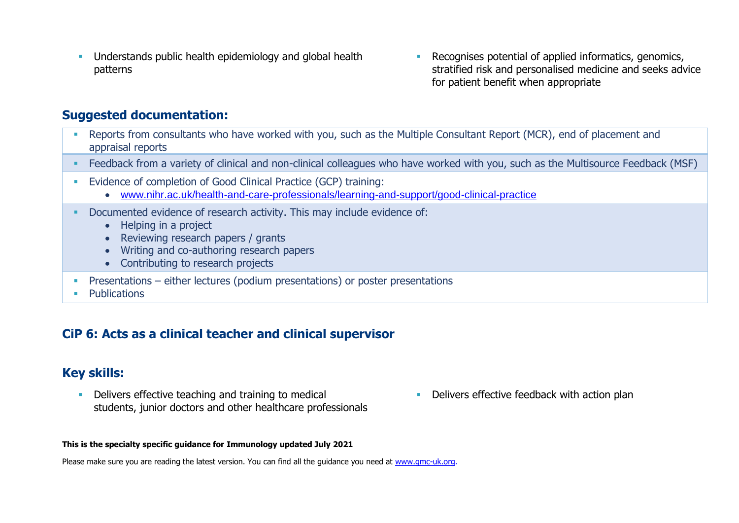- Understands public health epidemiology and global health patterns
- Recognises potential of applied informatics, genomics, stratified risk and personalised medicine and seeks advice for patient benefit when appropriate

## Suggested documentation:

- Reports from consultants who have worked with you, such as the Multiple Consultant Report (MCR), end of placement and appraisal reports
- Feedback from a variety of clinical and non-clinical colleagues who have worked with you, such as the Multisource Feedback (MSF)
- Evidence of completion of Good Clinical Practice (GCP) training:
  - www.nihr.ac.uk/health-and-care-professionals/learning-and-support/good-clinical-practice
- Documented evidence of research activity. This may include evidence of:
  - Helping in a project
  - Reviewing research papers / grants
  - Writing and co-authoring research papers
  - Contributing to research projects
- Presentations – either lectures (podium presentations) or poster presentations
- Publications

## CiP 6: Acts as a clinical teacher and clinical supervisor

## Key skills:

- Delivers effective teaching and training to medical students, junior doctors and other healthcare professionals
- Delivers effective feedback with action plan

**This is the specialty specific guidance for Immunology updated July 2021**

Please make sure you are reading the latest version. You can find all the guidance you need at www.gmc-uk.org.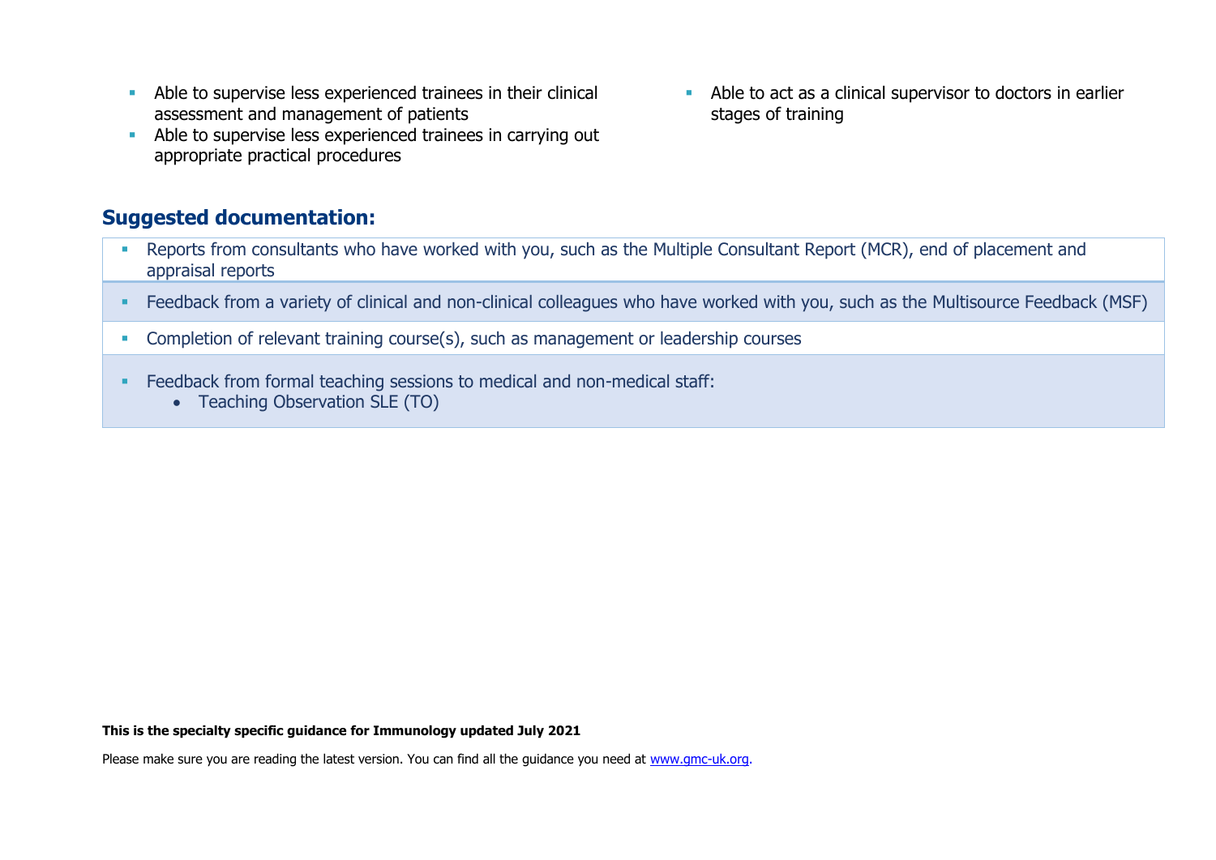- Able to supervise less experienced trainees in their clinical assessment and management of patients
- Able to supervise less experienced trainees in carrying out appropriate practical procedures
- Able to act as a clinical supervisor to doctors in earlier stages of training

## Suggested documentation:

- Reports from consultants who have worked with you, such as the Multiple Consultant Report (MCR), end of placement and appraisal reports
- Feedback from a variety of clinical and non-clinical colleagues who have worked with you, such as the Multisource Feedback (MSF)
- Completion of relevant training course(s), such as management or leadership courses
- Feedback from formal teaching sessions to medical and non-medical staff:
    - Teaching Observation SLE (TO)

**This is the specialty specific guidance for Immunology updated July 2021**

Please make sure you are reading the latest version. You can find all the guidance you need at [www.gmc-uk.org](www.gmc-uk.org).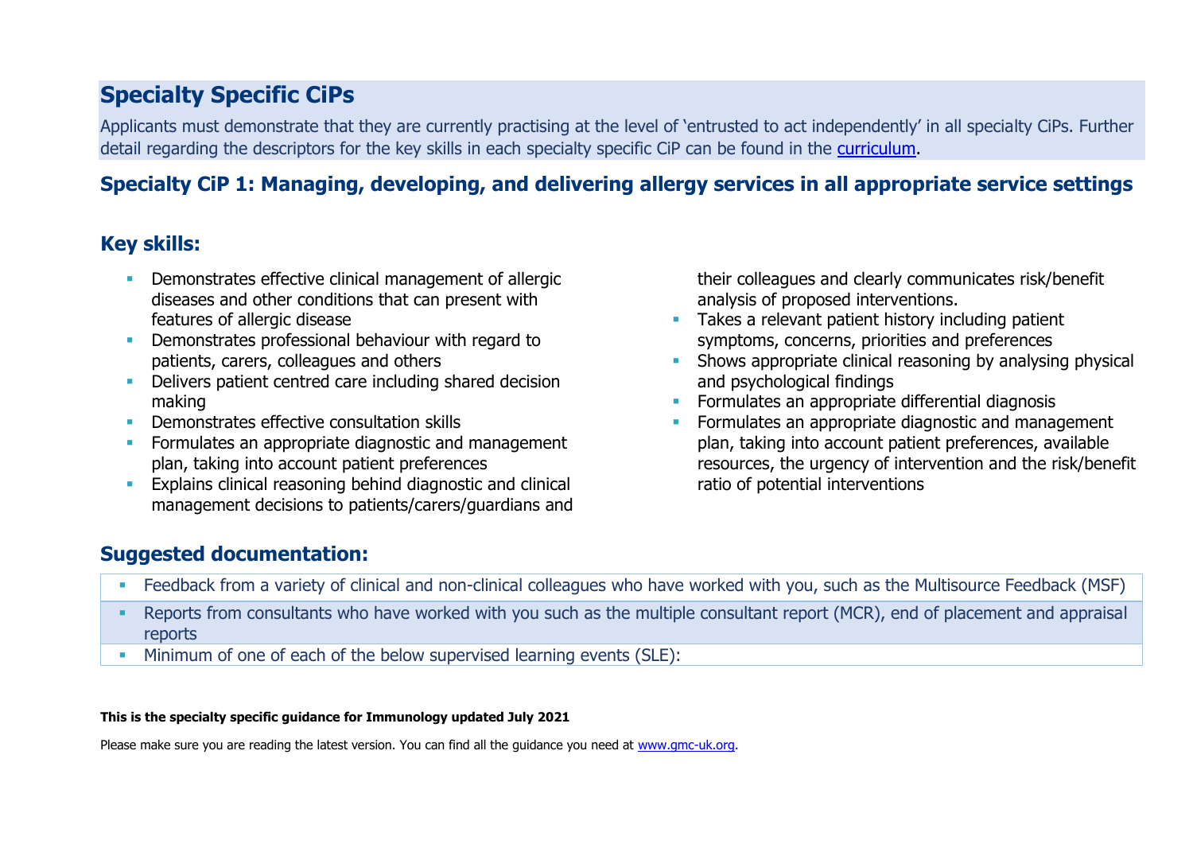## Specialty Specific CiPs

Applicants must demonstrate that they are currently practising at the level of 'entrusted to act independently' in all specialty CiPs. Further detail regarding the descriptors for the key skills in each specialty specific CiP can be found in the [curriculum](curriculum).

### Specialty CiP 1: Managing, developing, and delivering allergy services in all appropriate service settings

### Key skills:

- Demonstrates effective clinical management of allergic diseases and other conditions that can present with features of allergic disease
- Demonstrates professional behaviour with regard to patients, carers, colleagues and others
- Delivers patient centred care including shared decision making
- Demonstrates effective consultation skills
- Formulates an appropriate diagnostic and management plan, taking into account patient preferences
- Explains clinical reasoning behind diagnostic and clinical management decisions to patients/carers/guardians and their colleagues and clearly communicates risk/benefit analysis of proposed interventions.
- Takes a relevant patient history including patient symptoms, concerns, priorities and preferences
- Shows appropriate clinical reasoning by analysing physical and psychological findings
- Formulates an appropriate differential diagnosis
- Formulates an appropriate diagnostic and management plan, taking into account patient preferences, available resources, the urgency of intervention and the risk/benefit ratio of potential interventions

### Suggested documentation:

- Feedback from a variety of clinical and non-clinical colleagues who have worked with you, such as the Multisource Feedback (MSF)
- Reports from consultants who have worked with you such as the multiple consultant report (MCR), end of placement and appraisal reports
- Minimum of one of each of the below supervised learning events (SLE):

**This is the specialty specific guidance for Immunology updated July 2021**

Please make sure you are reading the latest version. You can find all the guidance you need at [www.gmc-uk.org](www.gmc-uk.org).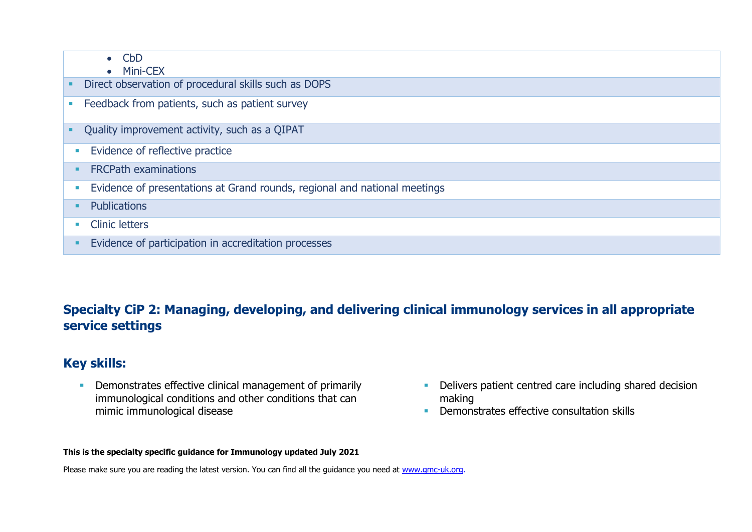- CbD
- Mini-CEX

- Direct observation of procedural skills such as DOPS
- Feedback from patients, such as patient survey
- Quality improvement activity, such as a QIPAT
- Evidence of reflective practice
- FRCPath examinations
- Evidence of presentations at Grand rounds, regional and national meetings
- Publications
- Clinic letters
- Evidence of participation in accreditation processes

## Specialty CiP 2: Managing, developing, and delivering clinical immunology services in all appropriate service settings

## Key skills:

- Demonstrates effective clinical management of primarily immunological conditions and other conditions that can mimic immunological disease
- Delivers patient centred care including shared decision making
- Demonstrates effective consultation skills

**This is the specialty specific guidance for Immunology updated July 2021**

Please make sure you are reading the latest version. You can find all the guidance you need at [www.gmc-uk.org](www.gmc-uk.org).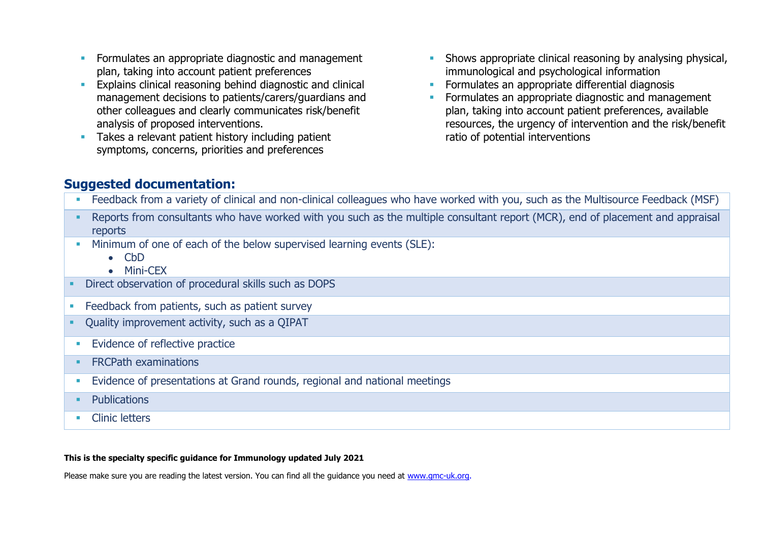- Formulates an appropriate diagnostic and management plan, taking into account patient preferences
- Explains clinical reasoning behind diagnostic and clinical management decisions to patients/carers/guardians and other colleagues and clearly communicates risk/benefit analysis of proposed interventions.
- Takes a relevant patient history including patient symptoms, concerns, priorities and preferences
- Shows appropriate clinical reasoning by analysing physical, immunological and psychological information
- Formulates an appropriate differential diagnosis
- Formulates an appropriate diagnostic and management plan, taking into account patient preferences, available resources, the urgency of intervention and the risk/benefit ratio of potential interventions

## Suggested documentation:

- Feedback from a variety of clinical and non-clinical colleagues who have worked with you, such as the Multisource Feedback (MSF)
- Reports from consultants who have worked with you such as the multiple consultant report (MCR), end of placement and appraisal reports
- Minimum of one of each of the below supervised learning events (SLE):
  - CbD
  - Mini-CEX
- Direct observation of procedural skills such as DOPS
- Feedback from patients, such as patient survey
- Quality improvement activity, such as a QIPAT
- Evidence of reflective practice
- FRCPath examinations
- Evidence of presentations at Grand rounds, regional and national meetings
- Publications
- Clinic letters

**This is the specialty specific guidance for Immunology updated July 2021**

Please make sure you are reading the latest version. You can find all the guidance you need at www.gmc-uk.org.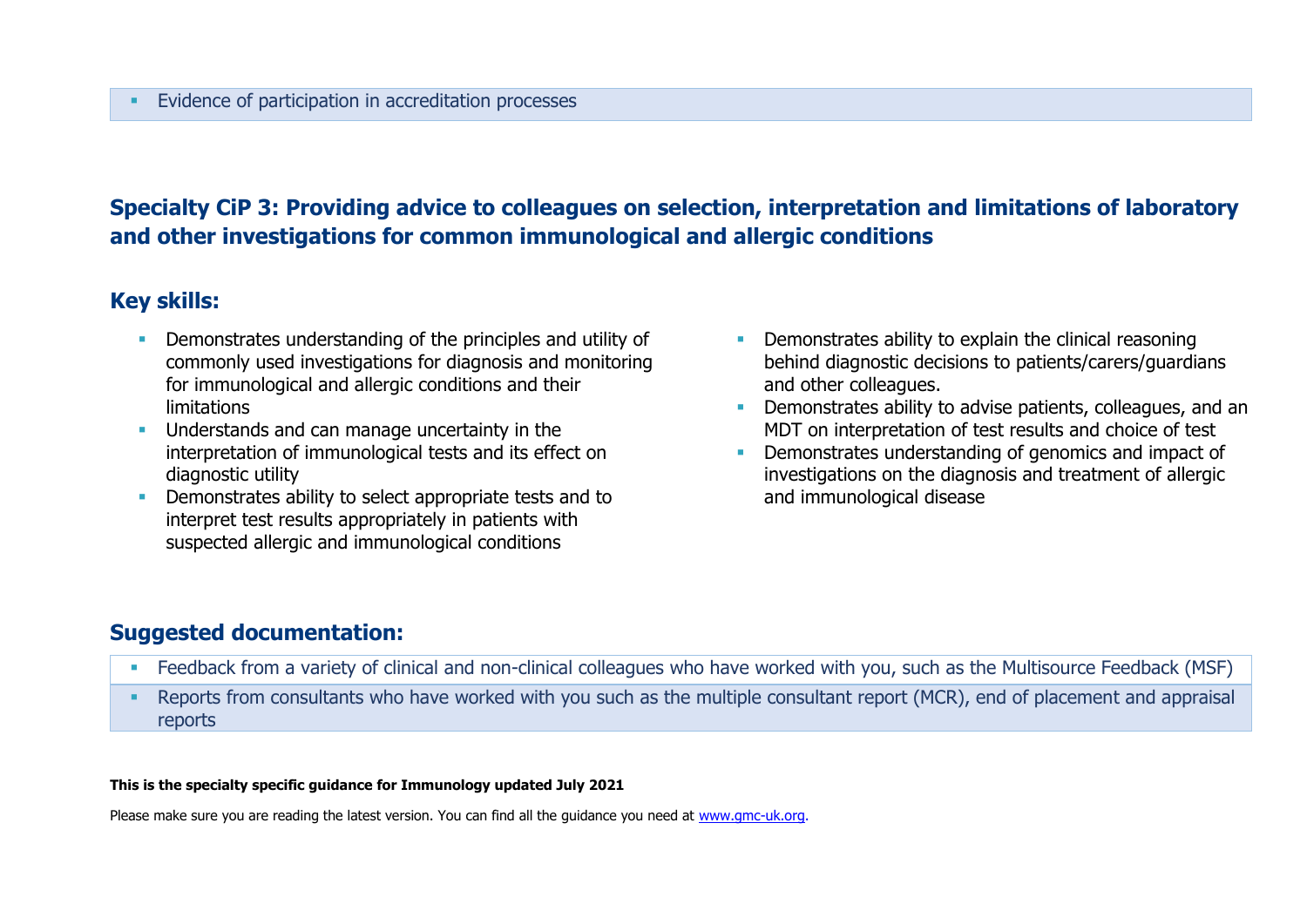- Evidence of participation in accreditation processes

## Specialty CiP 3: Providing advice to colleagues on selection, interpretation and limitations of laboratory and other investigations for common immunological and allergic conditions

### Key skills:

- Demonstrates understanding of the principles and utility of commonly used investigations for diagnosis and monitoring for immunological and allergic conditions and their limitations
- Understands and can manage uncertainty in the interpretation of immunological tests and its effect on diagnostic utility
- Demonstrates ability to select appropriate tests and to interpret test results appropriately in patients with suspected allergic and immunological conditions
- Demonstrates ability to explain the clinical reasoning behind diagnostic decisions to patients/carers/guardians and other colleagues.
- Demonstrates ability to advise patients, colleagues, and an MDT on interpretation of test results and choice of test
- Demonstrates understanding of genomics and impact of investigations on the diagnosis and treatment of allergic and immunological disease

### Suggested documentation:

- Feedback from a variety of clinical and non-clinical colleagues who have worked with you, such as the Multisource Feedback (MSF)
- Reports from consultants who have worked with you such as the multiple consultant report (MCR), end of placement and appraisal reports

**This is the specialty specific guidance for Immunology updated July 2021**

Please make sure you are reading the latest version. You can find all the guidance you need at www.gmc-uk.org.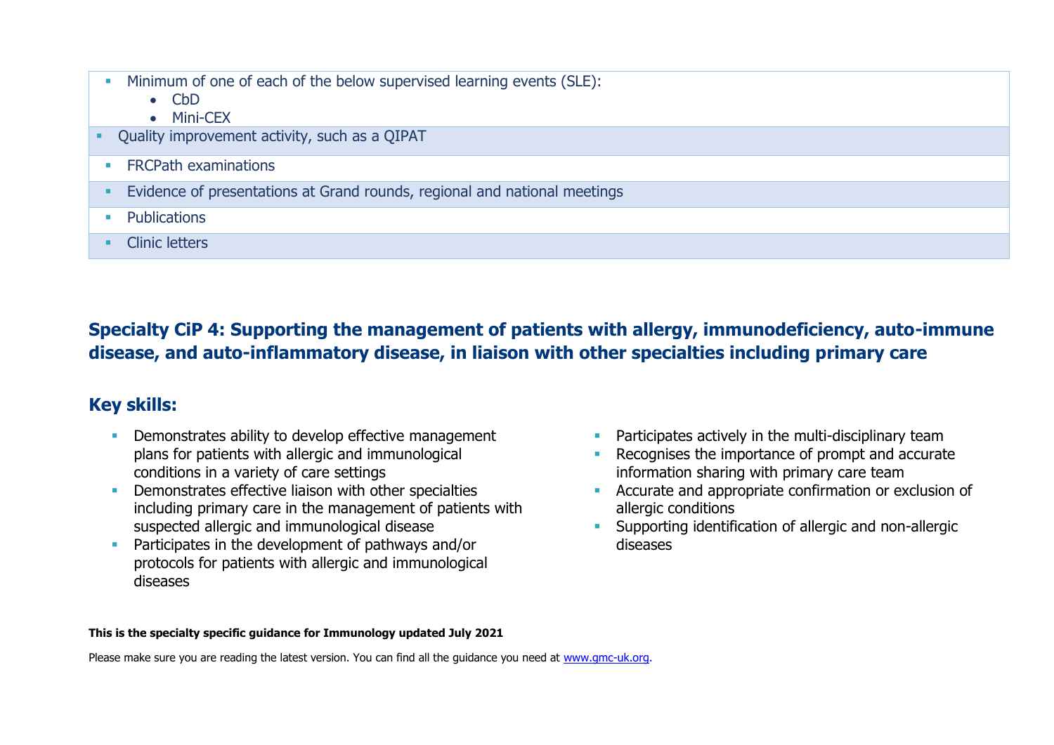| |
|---|
| - Minimum of one of each of the below supervised learning events (SLE):<br>  - CbD<br>  - Mini-CEX |
| - Quality improvement activity, such as a QIPAT |
| - FRCPath examinations |
| - Evidence of presentations at Grand rounds, regional and national meetings |
| - Publications |
| - Clinic letters |

## Specialty CiP 4: Supporting the management of patients with allergy, immunodeficiency, auto-immune disease, and auto-inflammatory disease, in liaison with other specialties including primary care

### Key skills:

- Demonstrates ability to develop effective management plans for patients with allergic and immunological conditions in a variety of care settings
- Demonstrates effective liaison with other specialties including primary care in the management of patients with suspected allergic and immunological disease
- Participates in the development of pathways and/or protocols for patients with allergic and immunological diseases
- Participates actively in the multi-disciplinary team
- Recognises the importance of prompt and accurate information sharing with primary care team
- Accurate and appropriate confirmation or exclusion of allergic conditions
- Supporting identification of allergic and non-allergic diseases

**This is the specialty specific guidance for Immunology updated July 2021**

Please make sure you are reading the latest version. You can find all the guidance you need at www.gmc-uk.org.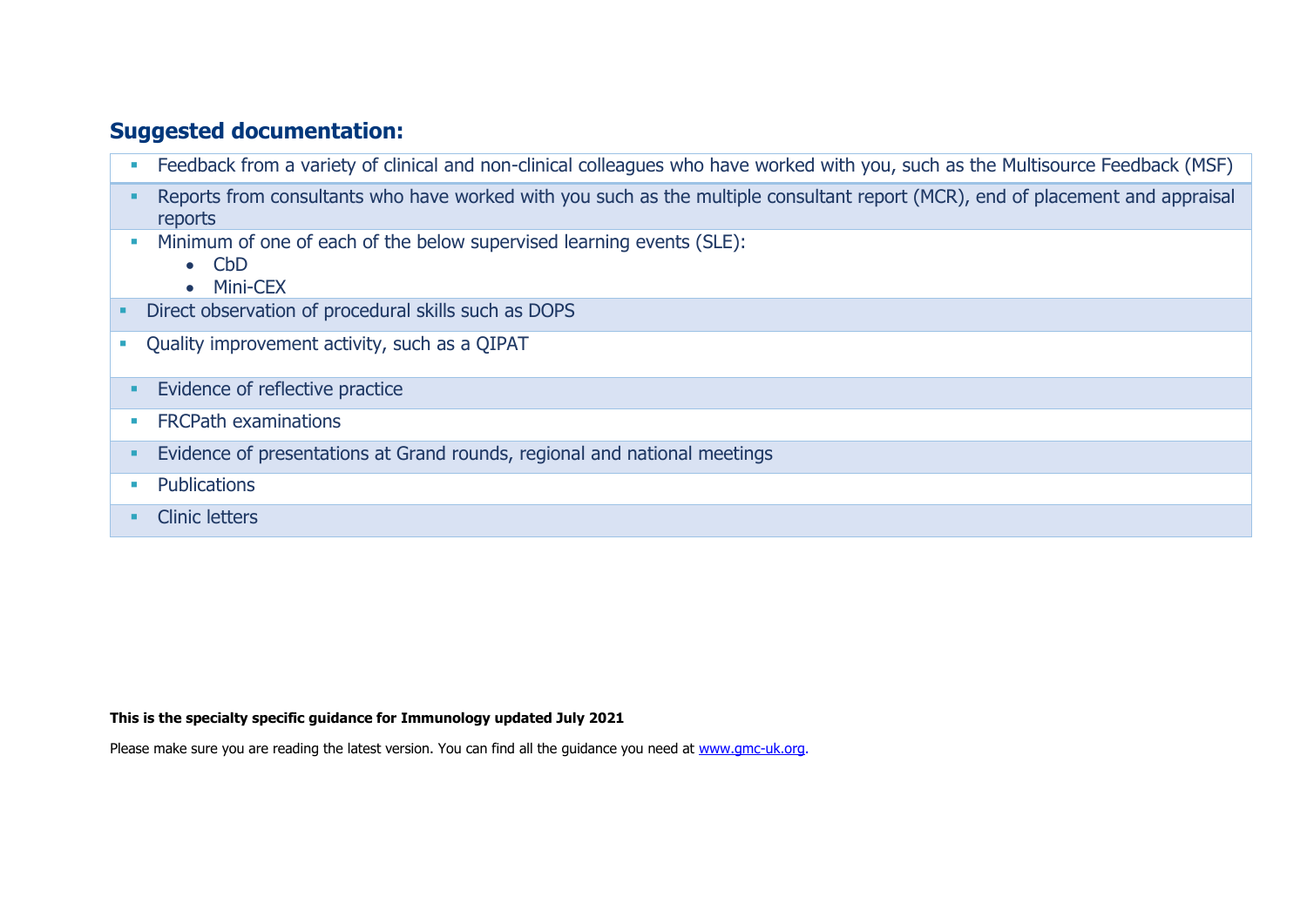## Suggested documentation:

- Feedback from a variety of clinical and non-clinical colleagues who have worked with you, such as the Multisource Feedback (MSF)
- Reports from consultants who have worked with you such as the multiple consultant report (MCR), end of placement and appraisal reports
- Minimum of one of each of the below supervised learning events (SLE):
  - CbD
  - Mini-CEX
- Direct observation of procedural skills such as DOPS
- Quality improvement activity, such as a QIPAT
- Evidence of reflective practice
- FRCPath examinations
- Evidence of presentations at Grand rounds, regional and national meetings
- Publications
- Clinic letters

**This is the specialty specific guidance for Immunology updated July 2021**

Please make sure you are reading the latest version. You can find all the guidance you need at [www.gmc-uk.org](http://www.gmc-uk.org).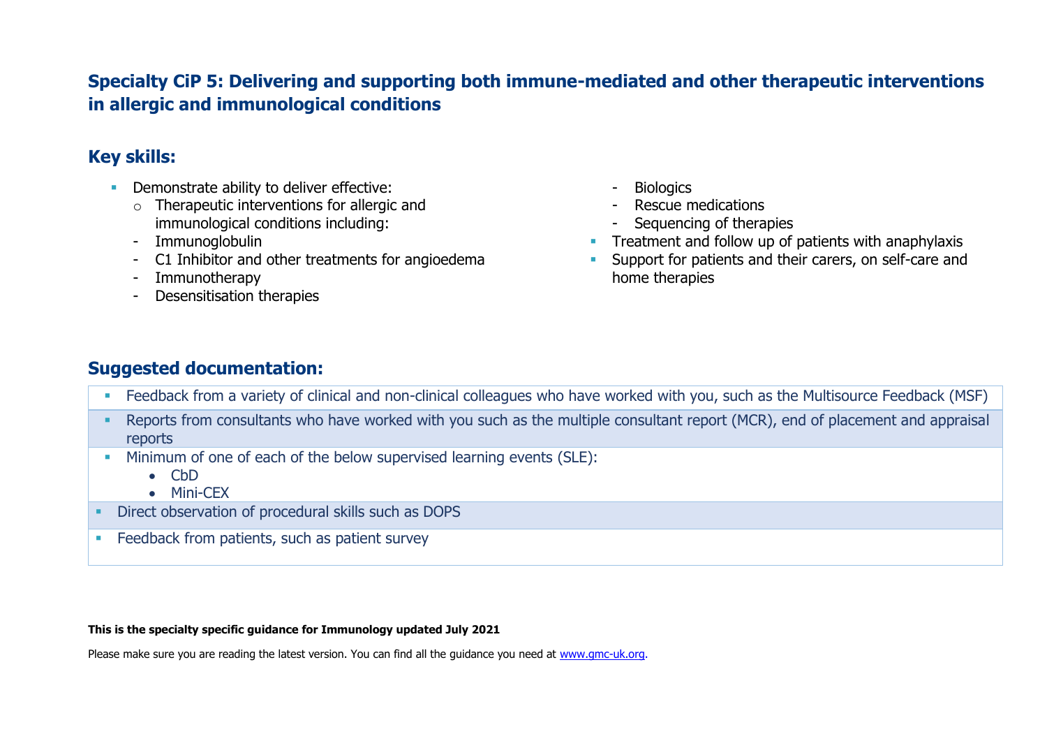## Specialty CiP 5: Delivering and supporting both immune-mediated and other therapeutic interventions in allergic and immunological conditions

### Key skills:

- Demonstrate ability to deliver effective:
  - Therapeutic interventions for allergic and immunological conditions including:
    - Immunoglobulin
    - C1 Inhibitor and other treatments for angioedema
    - Immunotherapy
    - Desensitisation therapies
    - Biologics
    - Rescue medications
    - Sequencing of therapies
- Treatment and follow up of patients with anaphylaxis
- Support for patients and their carers, on self-care and home therapies

### Suggested documentation:

- Feedback from a variety of clinical and non-clinical colleagues who have worked with you, such as the Multisource Feedback (MSF)
- Reports from consultants who have worked with you such as the multiple consultant report (MCR), end of placement and appraisal reports
- Minimum of one of each of the below supervised learning events (SLE):
  - CbD
  - Mini-CEX
- Direct observation of procedural skills such as DOPS
- Feedback from patients, such as patient survey

**This is the specialty specific guidance for Immunology updated July 2021**

Please make sure you are reading the latest version. You can find all the guidance you need at [www.gmc-uk.org](www.gmc-uk.org).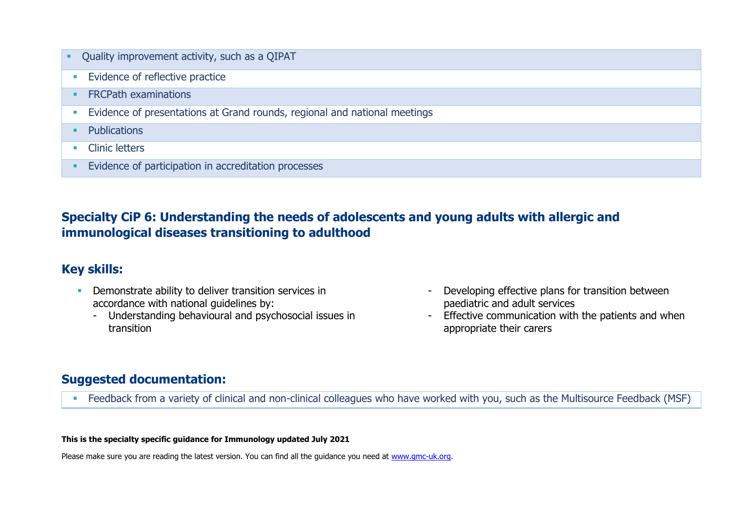- Quality improvement activity, such as a QIPAT
- Evidence of reflective practice
- FRCPath examinations
- Evidence of presentations at Grand rounds, regional and national meetings
- Publications
- Clinic letters
- Evidence of participation in accreditation processes

## Specialty CiP 6: Understanding the needs of adolescents and young adults with allergic and immunological diseases transitioning to adulthood

### Key skills:

- Demonstrate ability to deliver transition services in accordance with national guidelines by:
  - Understanding behavioural and psychosocial issues in transition
  - Developing effective plans for transition between paediatric and adult services
  - Effective communication with the patients and when appropriate their carers

### Suggested documentation:

- Feedback from a variety of clinical and non-clinical colleagues who have worked with you, such as the Multisource Feedback (MSF)

**This is the specialty specific guidance for Immunology updated July 2021**

Please make sure you are reading the latest version. You can find all the guidance you need at [www.gmc-uk.org](http://www.gmc-uk.org).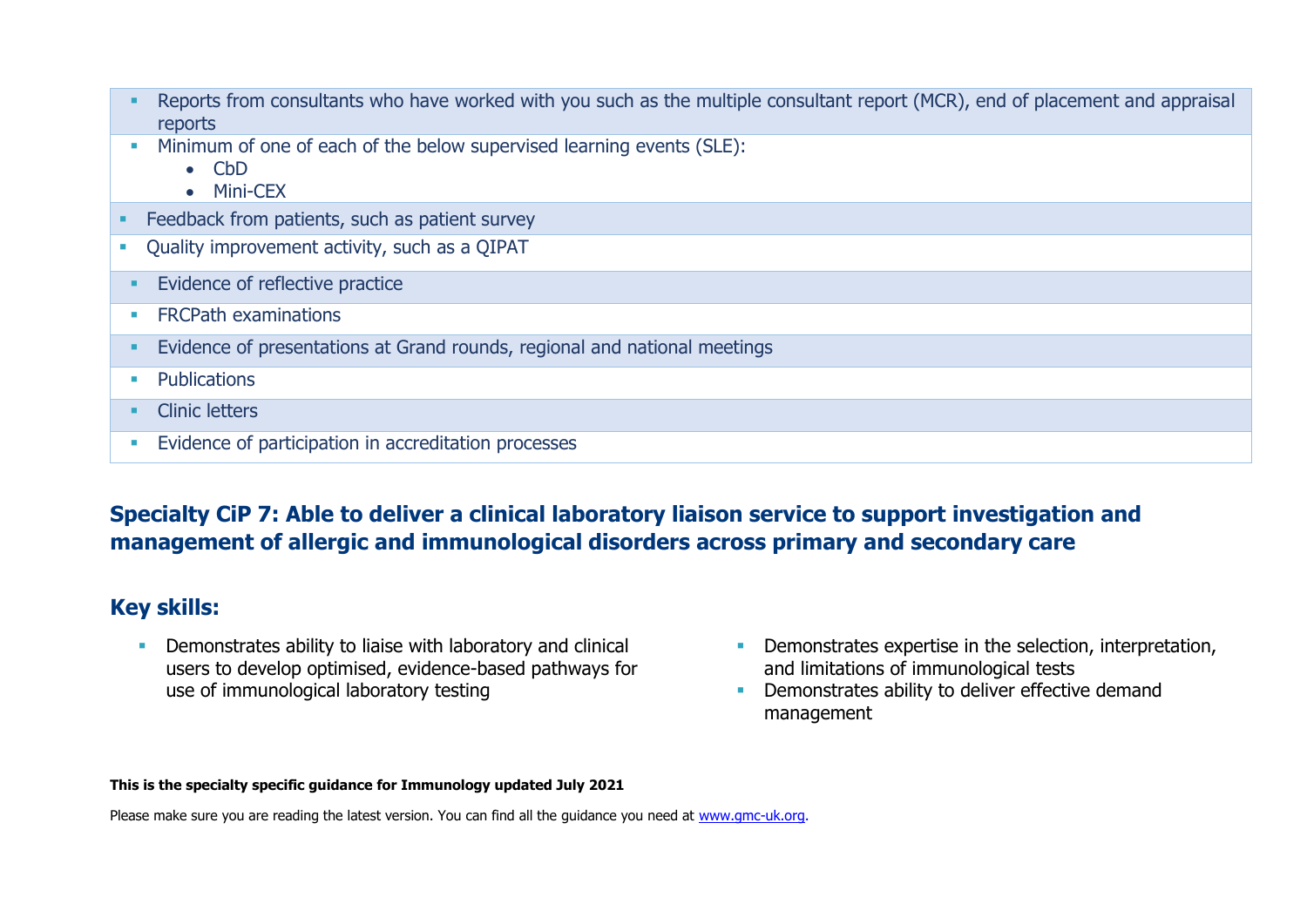- Reports from consultants who have worked with you such as the multiple consultant report (MCR), end of placement and appraisal reports
- Minimum of one of each of the below supervised learning events (SLE):
  - CbD
  - Mini-CEX
- Feedback from patients, such as patient survey
- Quality improvement activity, such as a QIPAT
- Evidence of reflective practice
- FRCPath examinations
- Evidence of presentations at Grand rounds, regional and national meetings
- Publications
- Clinic letters
- Evidence of participation in accreditation processes

## Specialty CiP 7: Able to deliver a clinical laboratory liaison service to support investigation and management of allergic and immunological disorders across primary and secondary care

## Key skills:

- Demonstrates ability to liaise with laboratory and clinical users to develop optimised, evidence-based pathways for use of immunological laboratory testing
- Demonstrates expertise in the selection, interpretation, and limitations of immunological tests
- Demonstrates ability to deliver effective demand management

**This is the specialty specific guidance for Immunology updated July 2021**

Please make sure you are reading the latest version. You can find all the guidance you need at www.gmc-uk.org.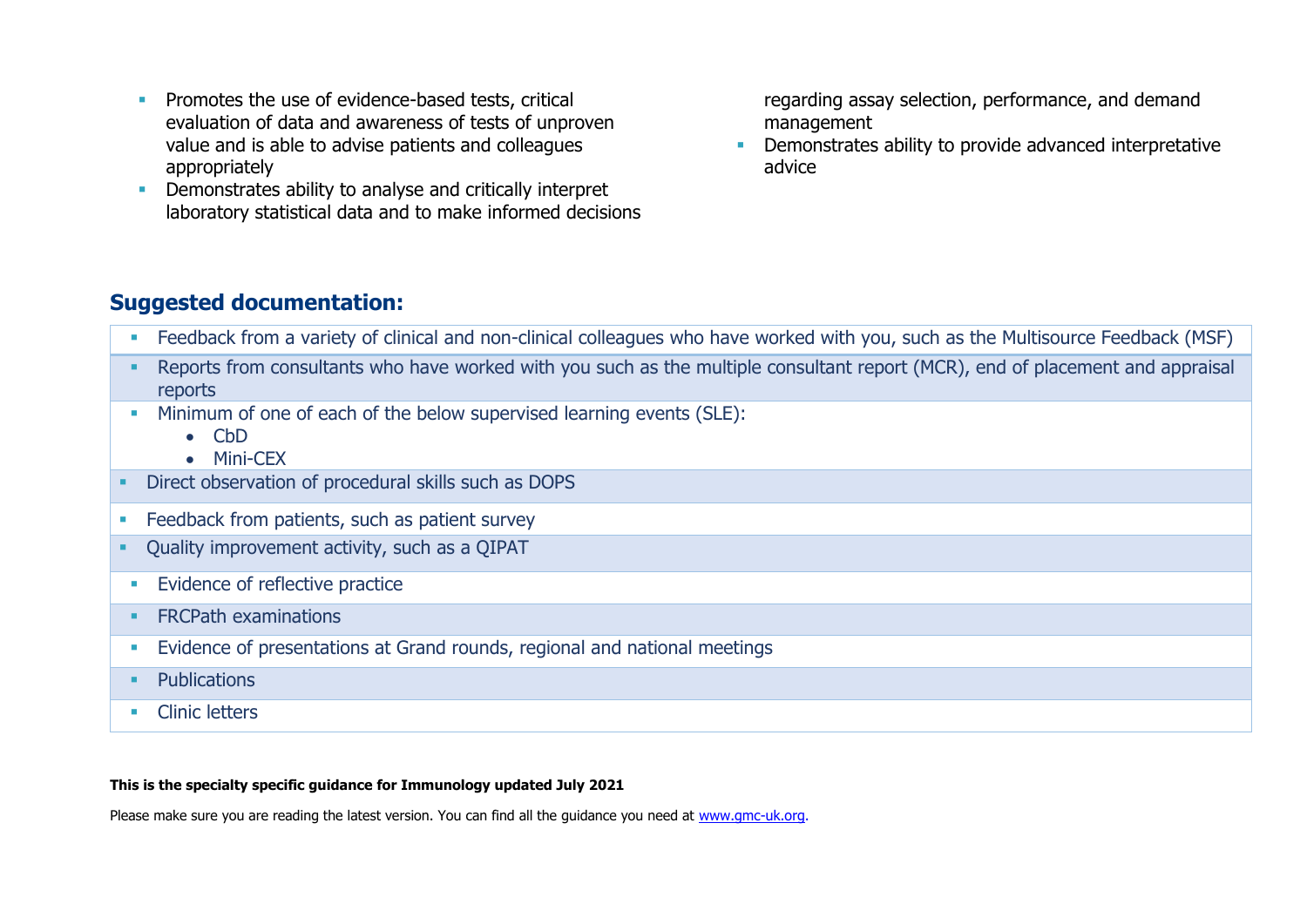- Promotes the use of evidence-based tests, critical evaluation of data and awareness of tests of unproven value and is able to advise patients and colleagues appropriately
- Demonstrates ability to analyse and critically interpret laboratory statistical data and to make informed decisions regarding assay selection, performance, and demand management
- Demonstrates ability to provide advanced interpretative advice

## Suggested documentation:

- Feedback from a variety of clinical and non-clinical colleagues who have worked with you, such as the Multisource Feedback (MSF)
- Reports from consultants who have worked with you such as the multiple consultant report (MCR), end of placement and appraisal reports
- Minimum of one of each of the below supervised learning events (SLE):
  - CbD
  - Mini-CEX
- Direct observation of procedural skills such as DOPS
- Feedback from patients, such as patient survey
- Quality improvement activity, such as a QIPAT
- Evidence of reflective practice
- FRCPath examinations
- Evidence of presentations at Grand rounds, regional and national meetings
- Publications
- Clinic letters

**This is the specialty specific guidance for Immunology updated July 2021**

Please make sure you are reading the latest version. You can find all the guidance you need at [www.gmc-uk.org](www.gmc-uk.org).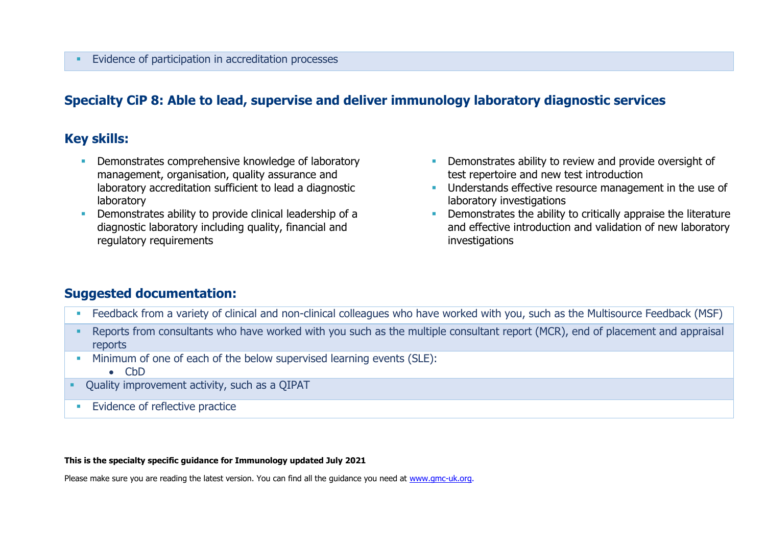- Evidence of participation in accreditation processes

## Specialty CiP 8: Able to lead, supervise and deliver immunology laboratory diagnostic services

### Key skills:

- Demonstrates comprehensive knowledge of laboratory management, organisation, quality assurance and laboratory accreditation sufficient to lead a diagnostic laboratory
- Demonstrates ability to provide clinical leadership of a diagnostic laboratory including quality, financial and regulatory requirements
- Demonstrates ability to review and provide oversight of test repertoire and new test introduction
- Understands effective resource management in the use of laboratory investigations
- Demonstrates the ability to critically appraise the literature and effective introduction and validation of new laboratory investigations

### Suggested documentation:

- Feedback from a variety of clinical and non-clinical colleagues who have worked with you, such as the Multisource Feedback (MSF)
- Reports from consultants who have worked with you such as the multiple consultant report (MCR), end of placement and appraisal reports
- Minimum of one of each of the below supervised learning events (SLE):
    - CbD
- Quality improvement activity, such as a QIPAT
- Evidence of reflective practice

**This is the specialty specific guidance for Immunology updated July 2021**

Please make sure you are reading the latest version. You can find all the guidance you need at www.gmc-uk.org.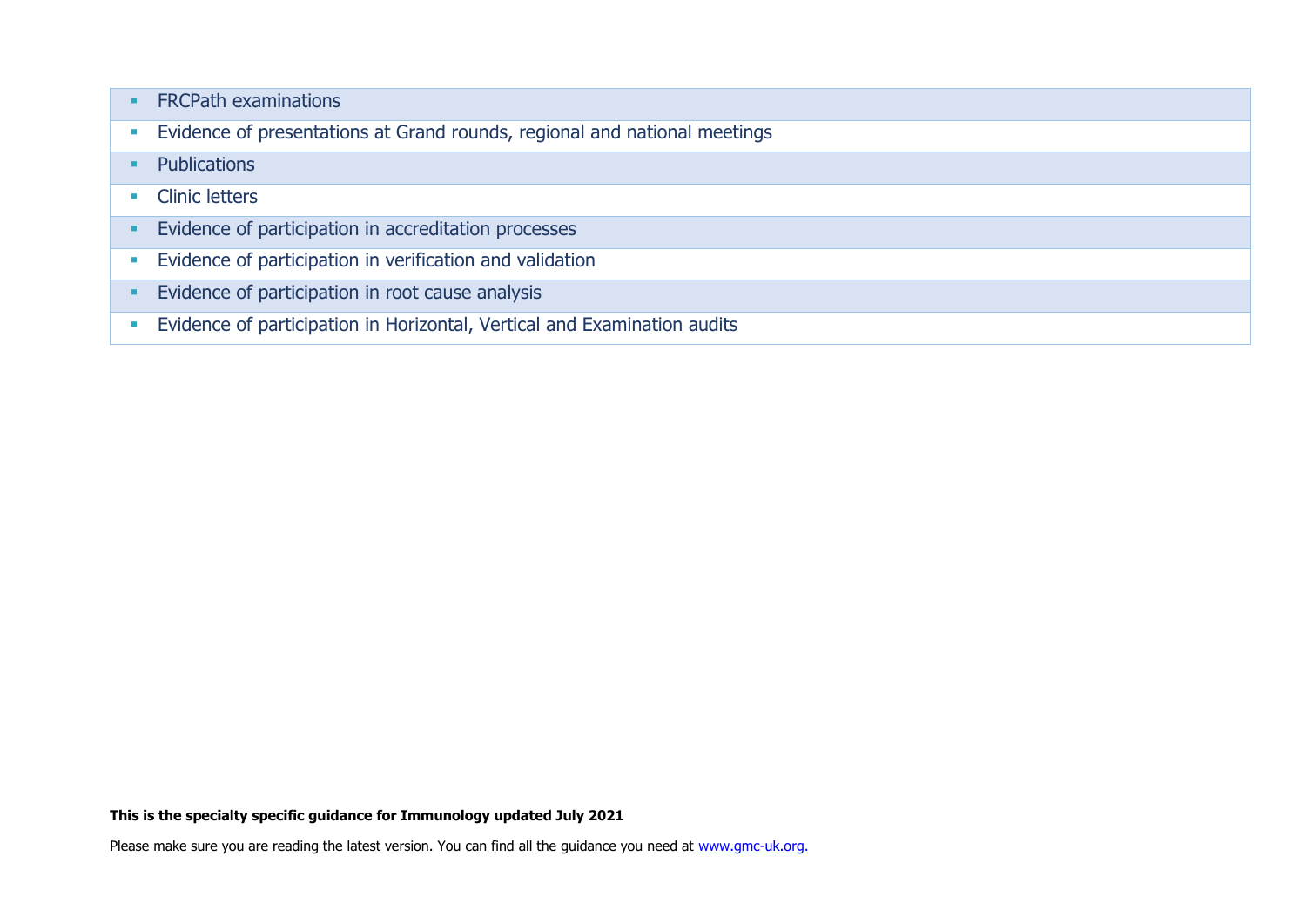- FRCPath examinations
- Evidence of presentations at Grand rounds, regional and national meetings
- Publications
- Clinic letters
- Evidence of participation in accreditation processes
- Evidence of participation in verification and validation
- Evidence of participation in root cause analysis
- Evidence of participation in Horizontal, Vertical and Examination audits

**This is the specialty specific guidance for Immunology updated July 2021**

Please make sure you are reading the latest version. You can find all the guidance you need at [www.gmc-uk.org](http://www.gmc-uk.org).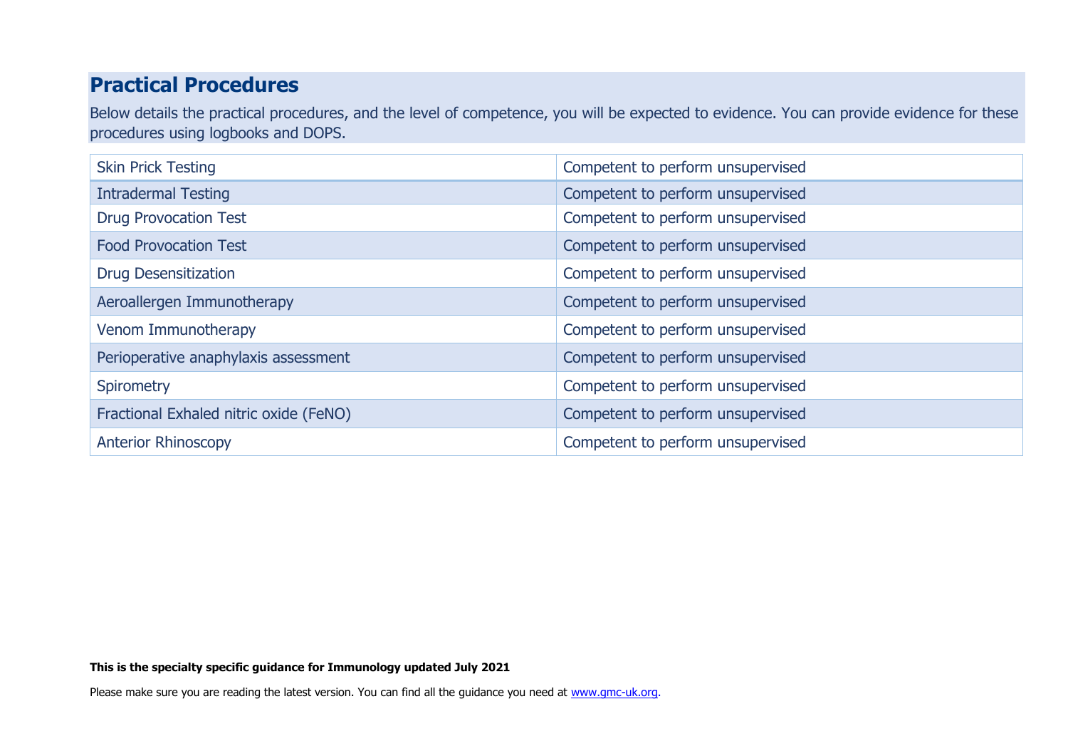## Practical Procedures

Below details the practical procedures, and the level of competence, you will be expected to evidence. You can provide evidence for these procedures using logbooks and DOPS.

| | |
|---|---|
| Skin Prick Testing | Competent to perform unsupervised |
| Intradermal Testing | Competent to perform unsupervised |
| Drug Provocation Test | Competent to perform unsupervised |
| Food Provocation Test | Competent to perform unsupervised |
| Drug Desensitization | Competent to perform unsupervised |
| Aeroallergen Immunotherapy | Competent to perform unsupervised |
| Venom Immunotherapy | Competent to perform unsupervised |
| Perioperative anaphylaxis assessment | Competent to perform unsupervised |
| Spirometry | Competent to perform unsupervised |
| Fractional Exhaled nitric oxide (FeNO) | Competent to perform unsupervised |
| Anterior Rhinoscopy | Competent to perform unsupervised |

**This is the specialty specific guidance for Immunology updated July 2021**

Please make sure you are reading the latest version. You can find all the guidance you need at [www.gmc-uk.org](http://www.gmc-uk.org).